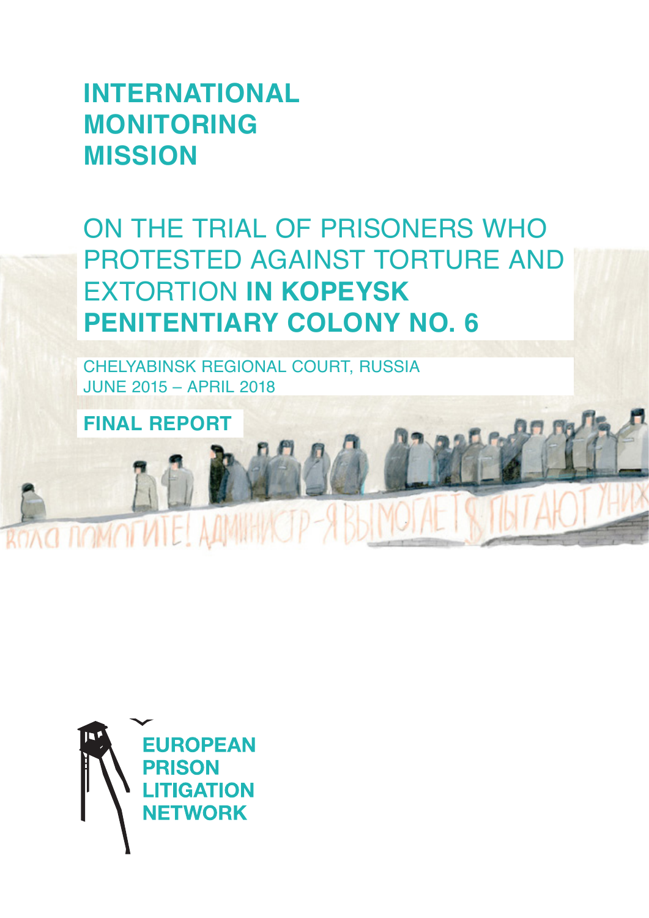# INTERNATIONAL MONITORING MISSION

## ON THE TRIAL OF PRISONERS WHO PROTESTED AGAINST TORTURE AND EXTORTION **IN KOPEYSK PENITENTIARY COLONY NO. 6**

CHELYABINSK REGIONAL COURT, RUSSIA
JUNE 2015 – APRIL 2018

**FINAL REPORT**

EUROPEAN PRISON LITIGATION NETWORK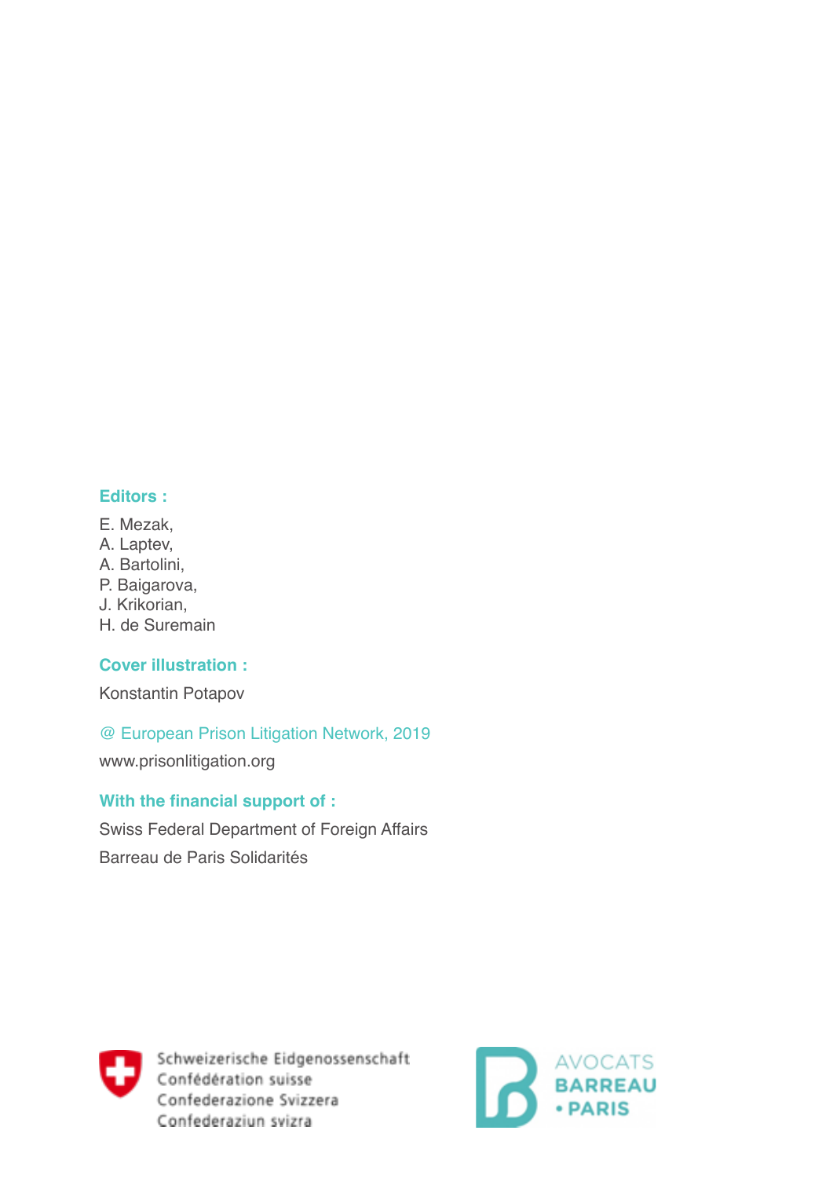**Editors :**

E. Mezak,
A. Laptev,
A. Bartolini,
P. Baigarova,
J. Krikorian,
H. de Suremain

**Cover illustration :**

Konstantin Potapov

@ European Prison Litigation Network, 2019

www.prisonlitigation.org

**With the financial support of :**

Swiss Federal Department of Foreign Affairs

Barreau de Paris Solidarités

Schweizerische Eidgenossenschaft
Confédération suisse
Confederazione Svizzera
Confederaziun svizra

AVOCATS
BARREAU
• PARIS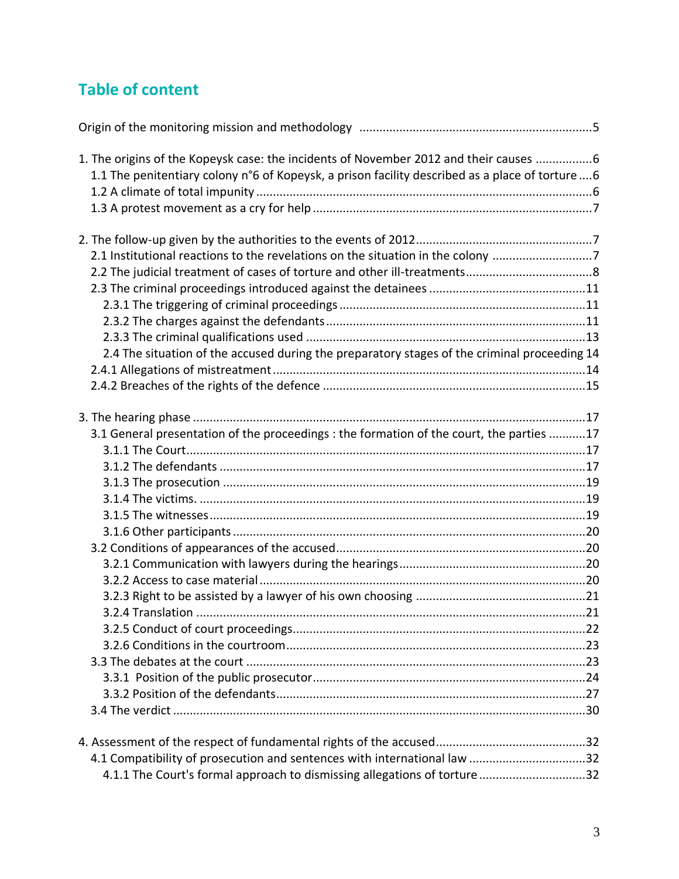## Table of content

Origin of the monitoring mission and methodology ........................................................................5

1. The origins of the Kopeysk case: the incidents of November 2012 and their causes .................6
    - 1.1 The penitentiary colony n°6 of Kopeysk, a prison facility described as a place of torture ....6
    - 1.2 A climate of total impunity ....................................................................................................6
    - 1.3 A protest movement as a cry for help ...................................................................................7

2. The follow-up given by the authorities to the events of 2012.....................................................7
    - 2.1 Institutional reactions to the revelations on the situation in the colony ..............................7
    - 2.2 The judicial treatment of cases of torture and other ill-treatments......................................8
    - 2.3 The criminal proceedings introduced against the detainees ..............................................11
        - 2.3.1 The triggering of criminal proceedings .........................................................................11
        - 2.3.2 The charges against the defendants.............................................................................11
        - 2.3.3 The criminal qualifications used ..................................................................................13
        - 2.4 The situation of the accused during the preparatory stages of the criminal proceeding 14
    - 2.4.1 Allegations of mistreatment ............................................................................................14
    - 2.4.2 Breaches of the rights of the defence ..............................................................................15

3. The hearing phase ....................................................................................................................17
    - 3.1 General presentation of the proceedings : the formation of the court, the parties ...........17
        - 3.1.1 The Court......................................................................................................................17
        - 3.1.2 The defendants ............................................................................................................17
        - 3.1.3 The prosecution ...........................................................................................................19
        - 3.1.4 The victims. ..................................................................................................................19
        - 3.1.5 The witnesses...............................................................................................................19
        - 3.1.6 Other participants ........................................................................................................20
    - 3.2 Conditions of appearances of the accused..........................................................................20
        - 3.2.1 Communication with lawyers during the hearings........................................................20
        - 3.2.2 Access to case material .................................................................................................20
        - 3.2.3 Right to be assisted by a lawyer of his own choosing ...................................................21
        - 3.2.4 Translation ....................................................................................................................21
        - 3.2.5 Conduct of court proceedings.......................................................................................22
        - 3.2.6 Conditions in the courtroom.........................................................................................23
    - 3.3 The debates at the court .....................................................................................................23
        - 3.3.1 Position of the public prosecutor..................................................................................24
        - 3.3.2 Position of the defendants............................................................................................27
    - 3.4 The verdict ...........................................................................................................................30

4. Assessment of the respect of fundamental rights of the accused.............................................32
    - 4.1 Compatibility of prosecution and sentences with international law ...................................32
        - 4.1.1 The Court's formal approach to dismissing allegations of torture ................................32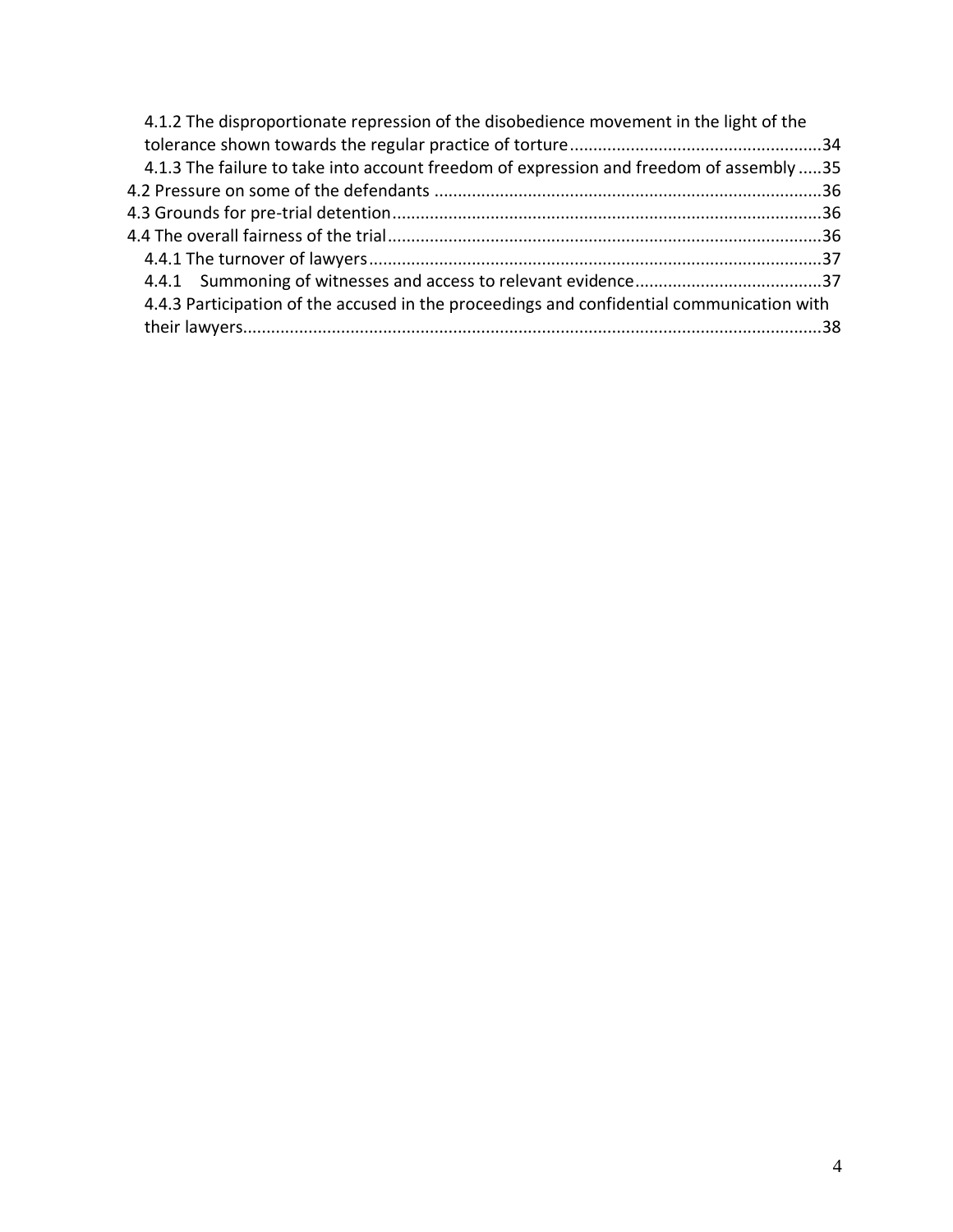4.1.2 The disproportionate repression of the disobedience movement in the light of the tolerance shown towards the regular practice of torture......................................................34

4.1.3 The failure to take into account freedom of expression and freedom of assembly .....35

4.2 Pressure on some of the defendants ...................................................................................36

4.3 Grounds for pre-trial detention...........................................................................................36

4.4 The overall fairness of the trial............................................................................................36

4.4.1 The turnover of lawyers................................................................................................37

4.4.1 Summoning of witnesses and access to relevant evidence........................................37

4.4.3 Participation of the accused in the proceedings and confidential communication with their lawyers...........................................................................................................................38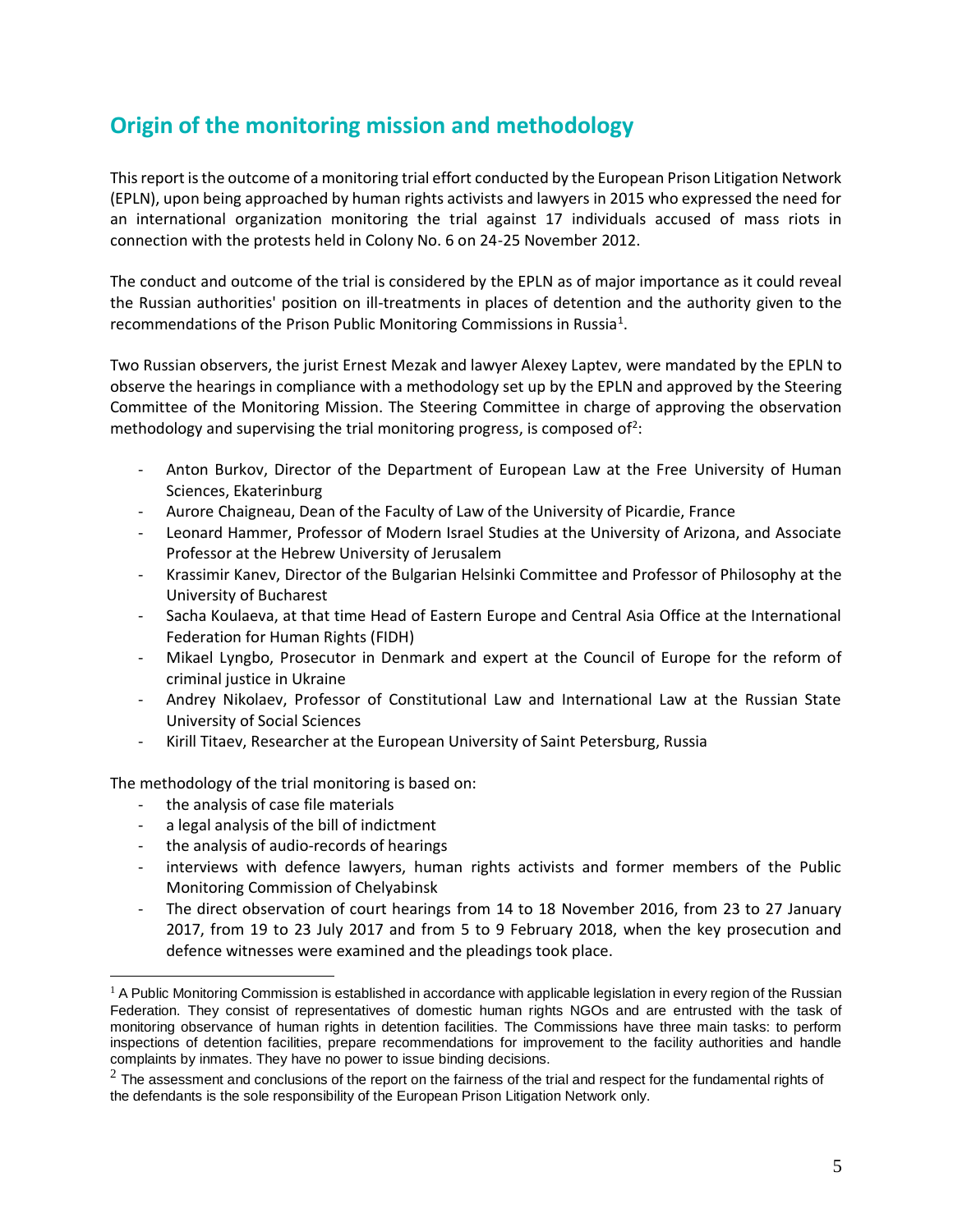## Origin of the monitoring mission and methodology

This report is the outcome of a monitoring trial effort conducted by the European Prison Litigation Network (EPLN), upon being approached by human rights activists and lawyers in 2015 who expressed the need for an international organization monitoring the trial against 17 individuals accused of mass riots in connection with the protests held in Colony No. 6 on 24-25 November 2012.

The conduct and outcome of the trial is considered by the EPLN as of major importance as it could reveal the Russian authorities' position on ill-treatments in places of detention and the authority given to the recommendations of the Prison Public Monitoring Commissions in Russia[1].

Two Russian observers, the jurist Ernest Mezak and lawyer Alexey Laptev, were mandated by the EPLN to observe the hearings in compliance with a methodology set up by the EPLN and approved by the Steering Committee of the Monitoring Mission. The Steering Committee in charge of approving the observation methodology and supervising the trial monitoring progress, is composed of[2]:

- Anton Burkov, Director of the Department of European Law at the Free University of Human Sciences, Ekaterinburg
- Aurore Chaigneau, Dean of the Faculty of Law of the University of Picardie, France
- Leonard Hammer, Professor of Modern Israel Studies at the University of Arizona, and Associate Professor at the Hebrew University of Jerusalem
- Krassimir Kanev, Director of the Bulgarian Helsinki Committee and Professor of Philosophy at the University of Bucharest
- Sacha Koulaeva, at that time Head of Eastern Europe and Central Asia Office at the International Federation for Human Rights (FIDH)
- Mikael Lyngbo, Prosecutor in Denmark and expert at the Council of Europe for the reform of criminal justice in Ukraine
- Andrey Nikolaev, Professor of Constitutional Law and International Law at the Russian State University of Social Sciences
- Kirill Titaev, Researcher at the European University of Saint Petersburg, Russia

The methodology of the trial monitoring is based on:

- the analysis of case file materials
- a legal analysis of the bill of indictment
- the analysis of audio-records of hearings
- interviews with defence lawyers, human rights activists and former members of the Public Monitoring Commission of Chelyabinsk
- The direct observation of court hearings from 14 to 18 November 2016, from 23 to 27 January 2017, from 19 to 23 July 2017 and from 5 to 9 February 2018, when the key prosecution and defence witnesses were examined and the pleadings took place.

---

[1] A Public Monitoring Commission is established in accordance with applicable legislation in every region of the Russian Federation. They consist of representatives of domestic human rights NGOs and are entrusted with the task of monitoring observance of human rights in detention facilities. The Commissions have three main tasks: to perform inspections of detention facilities, prepare recommendations for improvement to the facility authorities and handle complaints by inmates. They have no power to issue binding decisions.

[2] The assessment and conclusions of the report on the fairness of the trial and respect for the fundamental rights of the defendants is the sole responsibility of the European Prison Litigation Network only.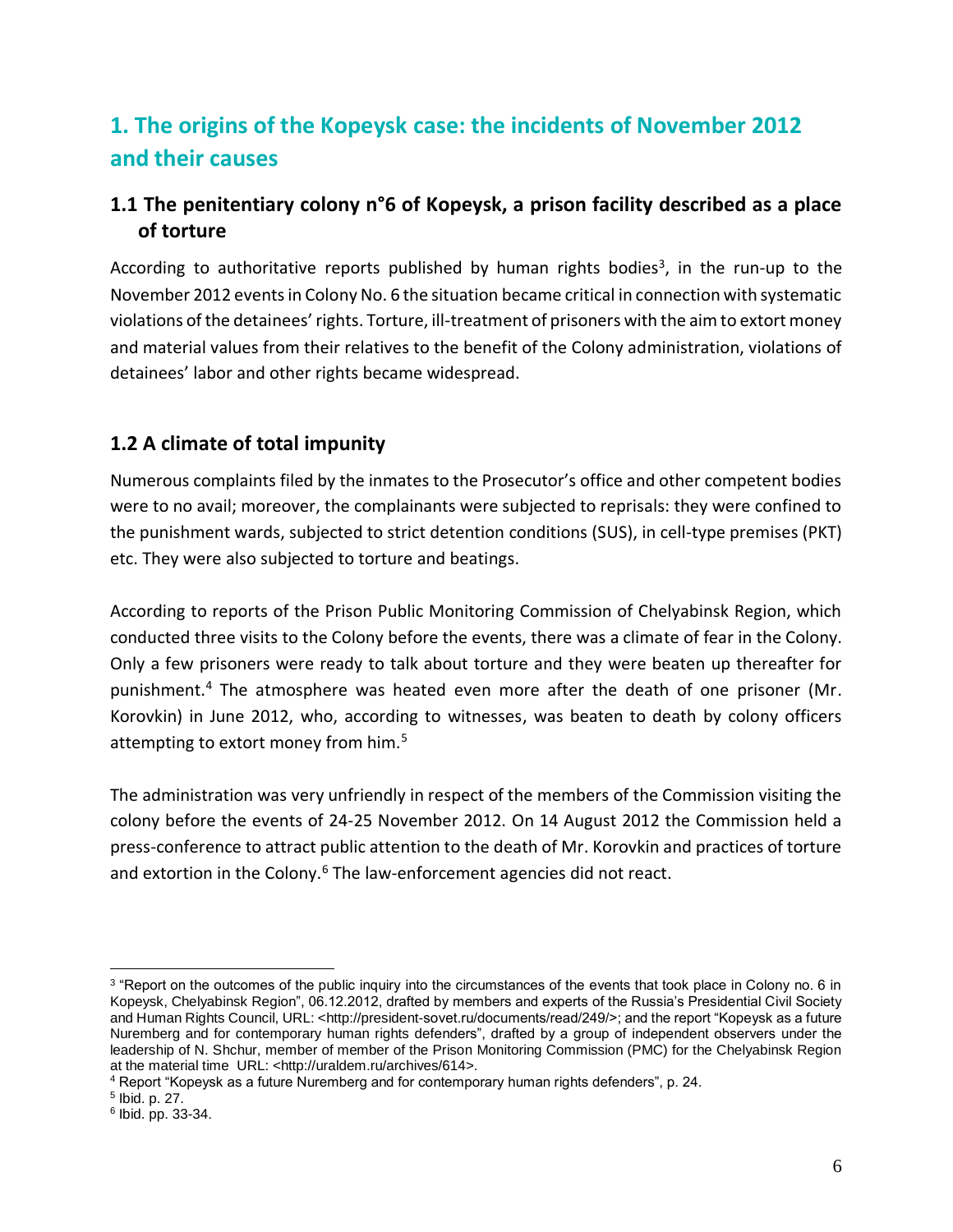# 1. The origins of the Kopeysk case: the incidents of November 2012 and their causes

## 1.1 The penitentiary colony n°6 of Kopeysk, a prison facility described as a place of torture

According to authoritative reports published by human rights bodies[3], in the run-up to the November 2012 events in Colony No. 6 the situation became critical in connection with systematic violations of the detainees' rights. Torture, ill-treatment of prisoners with the aim to extort money and material values from their relatives to the benefit of the Colony administration, violations of detainees' labor and other rights became widespread.

## 1.2 A climate of total impunity

Numerous complaints filed by the inmates to the Prosecutor's office and other competent bodies were to no avail; moreover, the complainants were subjected to reprisals: they were confined to the punishment wards, subjected to strict detention conditions (SUS), in cell-type premises (PKT) etc. They were also subjected to torture and beatings.

According to reports of the Prison Public Monitoring Commission of Chelyabinsk Region, which conducted three visits to the Colony before the events, there was a climate of fear in the Colony. Only a few prisoners were ready to talk about torture and they were beaten up thereafter for punishment.[4] The atmosphere was heated even more after the death of one prisoner (Mr. Korovkin) in June 2012, who, according to witnesses, was beaten to death by colony officers attempting to extort money from him.[5]

The administration was very unfriendly in respect of the members of the Commission visiting the colony before the events of 24-25 November 2012. On 14 August 2012 the Commission held a press-conference to attract public attention to the death of Mr. Korovkin and practices of torture and extortion in the Colony.[6] The law-enforcement agencies did not react.

---

[3] "Report on the outcomes of the public inquiry into the circumstances of the events that took place in Colony no. 6 in Kopeysk, Chelyabinsk Region", 06.12.2012, drafted by members and experts of the Russia's Presidential Civil Society and Human Rights Council, URL: <http://president-sovet.ru/documents/read/249/>; and the report "Kopeysk as a future Nuremberg and for contemporary human rights defenders", drafted by a group of independent observers under the leadership of N. Shchur, member of member of the Prison Monitoring Commission (PMC) for the Chelyabinsk Region at the material time URL: <http://uraldem.ru/archives/614>.

[4] Report "Kopeysk as a future Nuremberg and for contemporary human rights defenders", p. 24.

[5] Ibid. p. 27.

[6] Ibid. pp. 33-34.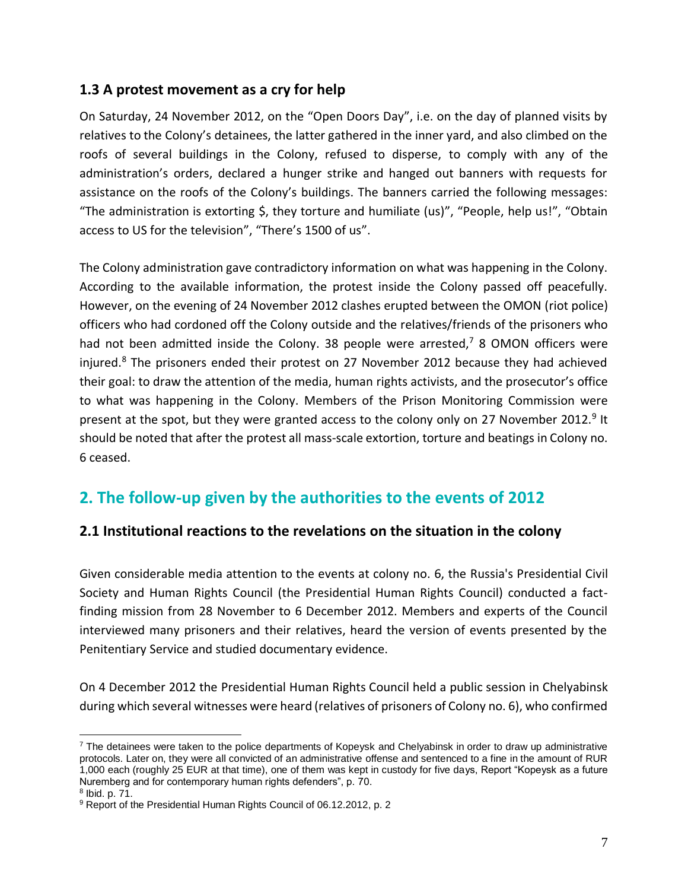### 1.3 A protest movement as a cry for help

On Saturday, 24 November 2012, on the "Open Doors Day", i.e. on the day of planned visits by relatives to the Colony's detainees, the latter gathered in the inner yard, and also climbed on the roofs of several buildings in the Colony, refused to disperse, to comply with any of the administration's orders, declared a hunger strike and hanged out banners with requests for assistance on the roofs of the Colony's buildings. The banners carried the following messages: "The administration is extorting $, they torture and humiliate (us)", "People, help us!", "Obtain access to US for the television", "There's 1500 of us".

The Colony administration gave contradictory information on what was happening in the Colony. According to the available information, the protest inside the Colony passed off peacefully. However, on the evening of 24 November 2012 clashes erupted between the OMON (riot police) officers who had cordoned off the Colony outside and the relatives/friends of the prisoners who had not been admitted inside the Colony. 38 people were arrested,[7] 8 OMON officers were injured.[8] The prisoners ended their protest on 27 November 2012 because they had achieved their goal: to draw the attention of the media, human rights activists, and the prosecutor's office to what was happening in the Colony. Members of the Prison Monitoring Commission were present at the spot, but they were granted access to the colony only on 27 November 2012.[9] It should be noted that after the protest all mass-scale extortion, torture and beatings in Colony no. 6 ceased.

## 2. The follow-up given by the authorities to the events of 2012

### 2.1 Institutional reactions to the revelations on the situation in the colony

Given considerable media attention to the events at colony no. 6, the Russia's Presidential Civil Society and Human Rights Council (the Presidential Human Rights Council) conducted a fact-finding mission from 28 November to 6 December 2012. Members and experts of the Council interviewed many prisoners and their relatives, heard the version of events presented by the Penitentiary Service and studied documentary evidence.

On 4 December 2012 the Presidential Human Rights Council held a public session in Chelyabinsk during which several witnesses were heard (relatives of prisoners of Colony no. 6), who confirmed

---

[7] The detainees were taken to the police departments of Kopeysk and Chelyabinsk in order to draw up administrative protocols. Later on, they were all convicted of an administrative offense and sentenced to a fine in the amount of RUR 1,000 each (roughly 25 EUR at that time), one of them was kept in custody for five days, Report "Kopeysk as a future Nuremberg and for contemporary human rights defenders", p. 70.

[8] Ibid. p. 71.

[9] Report of the Presidential Human Rights Council of 06.12.2012, p. 2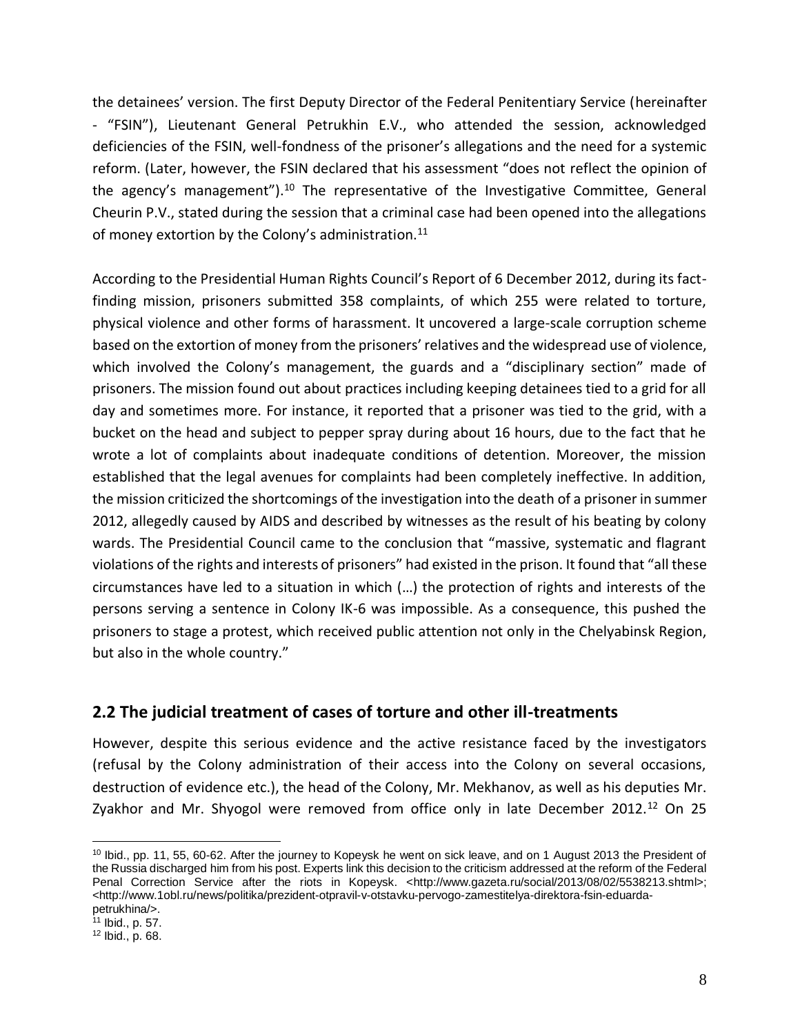the detainees' version. The first Deputy Director of the Federal Penitentiary Service (hereinafter - "FSIN"), Lieutenant General Petrukhin E.V., who attended the session, acknowledged deficiencies of the FSIN, well-fondness of the prisoner's allegations and the need for a systemic reform. (Later, however, the FSIN declared that his assessment "does not reflect the opinion of the agency's management").[10] The representative of the Investigative Committee, General Cheurin P.V., stated during the session that a criminal case had been opened into the allegations of money extortion by the Colony's administration.[11]

According to the Presidential Human Rights Council's Report of 6 December 2012, during its fact-finding mission, prisoners submitted 358 complaints, of which 255 were related to torture, physical violence and other forms of harassment. It uncovered a large-scale corruption scheme based on the extortion of money from the prisoners' relatives and the widespread use of violence, which involved the Colony's management, the guards and a "disciplinary section" made of prisoners. The mission found out about practices including keeping detainees tied to a grid for all day and sometimes more. For instance, it reported that a prisoner was tied to the grid, with a bucket on the head and subject to pepper spray during about 16 hours, due to the fact that he wrote a lot of complaints about inadequate conditions of detention. Moreover, the mission established that the legal avenues for complaints had been completely ineffective. In addition, the mission criticized the shortcomings of the investigation into the death of a prisoner in summer 2012, allegedly caused by AIDS and described by witnesses as the result of his beating by colony wards. The Presidential Council came to the conclusion that "massive, systematic and flagrant violations of the rights and interests of prisoners" had existed in the prison. It found that "all these circumstances have led to a situation in which (…) the protection of rights and interests of the persons serving a sentence in Colony IK-6 was impossible. As a consequence, this pushed the prisoners to stage a protest, which received public attention not only in the Chelyabinsk Region, but also in the whole country."

## 2.2 The judicial treatment of cases of torture and other ill-treatments

However, despite this serious evidence and the active resistance faced by the investigators (refusal by the Colony administration of their access into the Colony on several occasions, destruction of evidence etc.), the head of the Colony, Mr. Mekhanov, as well as his deputies Mr. Zyakhor and Mr. Shyogol were removed from office only in late December 2012.[12] On 25

---

[10] Ibid., pp. 11, 55, 60-62. After the journey to Kopeysk he went on sick leave, and on 1 August 2013 the President of the Russia discharged him from his post. Experts link this decision to the criticism addressed at the reform of the Federal Penal Correction Service after the riots in Kopeysk. <http://www.gazeta.ru/social/2013/08/02/5538213.shtml>; <http://www.1obl.ru/news/politika/prezident-otpravil-v-otstavku-pervogo-zamestitelya-direktora-fsin-eduarda-petrukhina/>.

[11] Ibid., p. 57.

[12] Ibid., p. 68.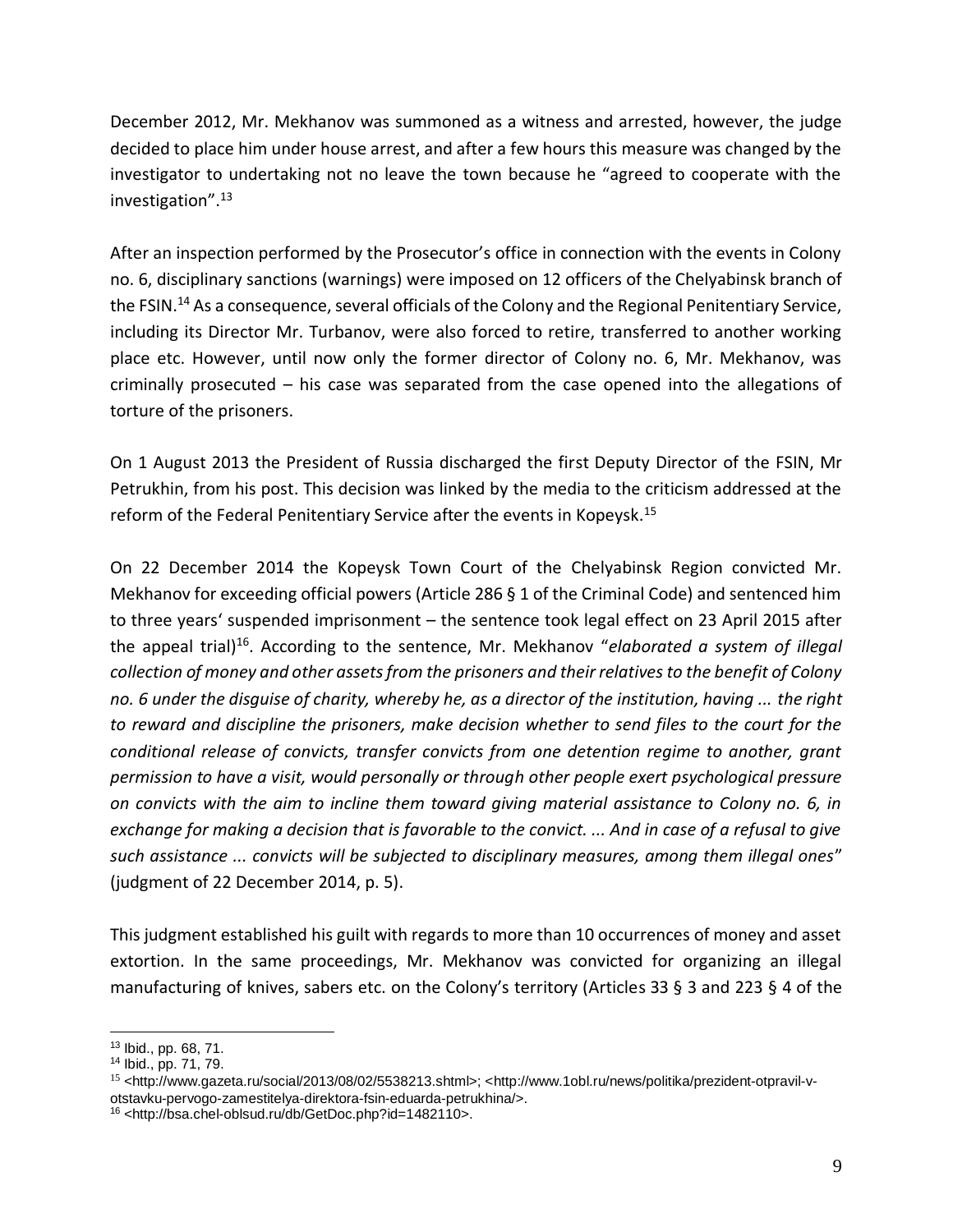December 2012, Mr. Mekhanov was summoned as a witness and arrested, however, the judge decided to place him under house arrest, and after a few hours this measure was changed by the investigator to undertaking not no leave the town because he "agreed to cooperate with the investigation".[13]

After an inspection performed by the Prosecutor's office in connection with the events in Colony no. 6, disciplinary sanctions (warnings) were imposed on 12 officers of the Chelyabinsk branch of the FSIN.[14] As a consequence, several officials of the Colony and the Regional Penitentiary Service, including its Director Mr. Turbanov, were also forced to retire, transferred to another working place etc. However, until now only the former director of Colony no. 6, Mr. Mekhanov, was criminally prosecuted – his case was separated from the case opened into the allegations of torture of the prisoners.

On 1 August 2013 the President of Russia discharged the first Deputy Director of the FSIN, Mr Petrukhin, from his post. This decision was linked by the media to the criticism addressed at the reform of the Federal Penitentiary Service after the events in Kopeysk.[15]

On 22 December 2014 the Kopeysk Town Court of the Chelyabinsk Region convicted Mr. Mekhanov for exceeding official powers (Article 286 § 1 of the Criminal Code) and sentenced him to three years' suspended imprisonment – the sentence took legal effect on 23 April 2015 after the appeal trial)[16]. According to the sentence, Mr. Mekhanov "*elaborated a system of illegal collection of money and other assets from the prisoners and their relatives to the benefit of Colony no. 6 under the disguise of charity, whereby he, as a director of the institution, having ... the right to reward and discipline the prisoners, make decision whether to send files to the court for the conditional release of convicts, transfer convicts from one detention regime to another, grant permission to have a visit, would personally or through other people exert psychological pressure on convicts with the aim to incline them toward giving material assistance to Colony no. 6, in exchange for making a decision that is favorable to the convict. ... And in case of a refusal to give such assistance ... convicts will be subjected to disciplinary measures, among them illegal ones*" (judgment of 22 December 2014, p. 5).

This judgment established his guilt with regards to more than 10 occurrences of money and asset extortion. In the same proceedings, Mr. Mekhanov was convicted for organizing an illegal manufacturing of knives, sabers etc. on the Colony's territory (Articles 33 § 3 and 223 § 4 of the

---

[13] Ibid., pp. 68, 71.

[14] Ibid., pp. 71, 79.

[15] <http://www.gazeta.ru/social/2013/08/02/5538213.shtml>; <http://www.1obl.ru/news/politika/prezident-otpravil-v-otstavku-pervogo-zamestitelya-direktora-fsin-eduarda-petrukhina/>.

[16] <http://bsa.chel-oblsud.ru/db/GetDoc.php?id=1482110>.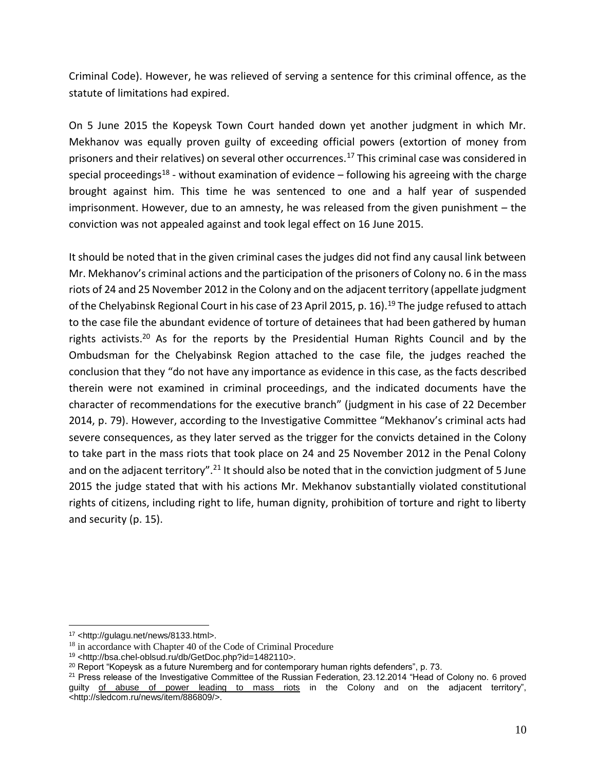Criminal Code). However, he was relieved of serving a sentence for this criminal offence, as the statute of limitations had expired.

On 5 June 2015 the Kopeysk Town Court handed down yet another judgment in which Mr. Mekhanov was equally proven guilty of exceeding official powers (extortion of money from prisoners and their relatives) on several other occurrences.[17] This criminal case was considered in special proceedings[18] - without examination of evidence – following his agreeing with the charge brought against him. This time he was sentenced to one and a half year of suspended imprisonment. However, due to an amnesty, he was released from the given punishment – the conviction was not appealed against and took legal effect on 16 June 2015.

It should be noted that in the given criminal cases the judges did not find any causal link between Mr. Mekhanov's criminal actions and the participation of the prisoners of Colony no. 6 in the mass riots of 24 and 25 November 2012 in the Colony and on the adjacent territory (appellate judgment of the Chelyabinsk Regional Court in his case of 23 April 2015, p. 16).[19] The judge refused to attach to the case file the abundant evidence of torture of detainees that had been gathered by human rights activists.[20] As for the reports by the Presidential Human Rights Council and by the Ombudsman for the Chelyabinsk Region attached to the case file, the judges reached the conclusion that they "do not have any importance as evidence in this case, as the facts described therein were not examined in criminal proceedings, and the indicated documents have the character of recommendations for the executive branch" (judgment in his case of 22 December 2014, p. 79). However, according to the Investigative Committee "Mekhanov's criminal acts had severe consequences, as they later served as the trigger for the convicts detained in the Colony to take part in the mass riots that took place on 24 and 25 November 2012 in the Penal Colony and on the adjacent territory".[21] It should also be noted that in the conviction judgment of 5 June 2015 the judge stated that with his actions Mr. Mekhanov substantially violated constitutional rights of citizens, including right to life, human dignity, prohibition of torture and right to liberty and security (p. 15).

---

[17] <http://gulagu.net/news/8133.html>.

[18] in accordance with Chapter 40 of the Code of Criminal Procedure

[19] <http://bsa.chel-oblsud.ru/db/GetDoc.php?id=1482110>.

[20] Report "Kopeysk as a future Nuremberg and for contemporary human rights defenders", p. 73.

[21] Press release of the Investigative Committee of the Russian Federation, 23.12.2014 "Head of Colony no. 6 proved guilty of abuse of power leading to mass riots in the Colony and on the adjacent territory", <http://sledcom.ru/news/item/886809/>.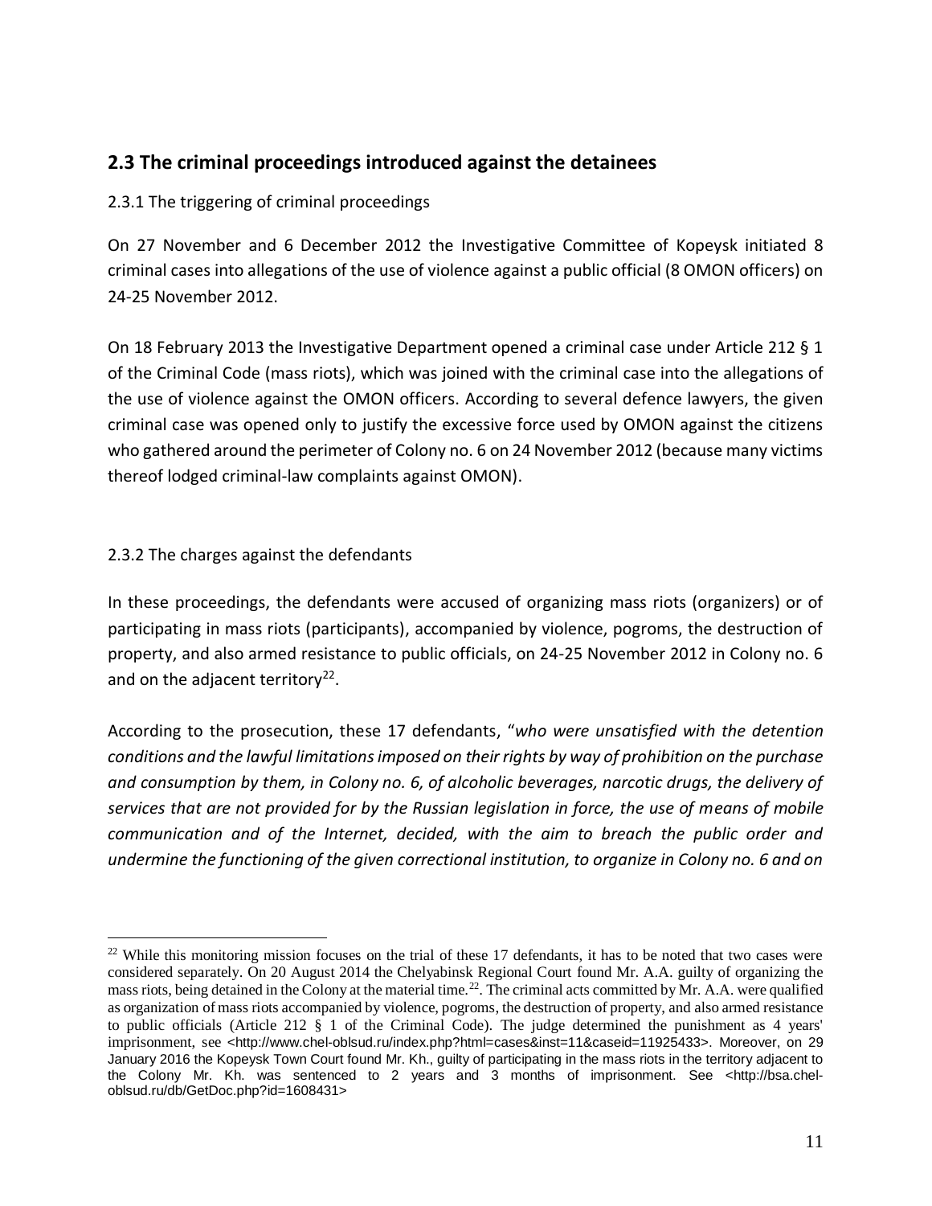## 2.3 The criminal proceedings introduced against the detainees

2.3.1 The triggering of criminal proceedings

On 27 November and 6 December 2012 the Investigative Committee of Kopeysk initiated 8 criminal cases into allegations of the use of violence against a public official (8 OMON officers) on 24-25 November 2012.

On 18 February 2013 the Investigative Department opened a criminal case under Article 212 § 1 of the Criminal Code (mass riots), which was joined with the criminal case into the allegations of the use of violence against the OMON officers. According to several defence lawyers, the given criminal case was opened only to justify the excessive force used by OMON against the citizens who gathered around the perimeter of Colony no. 6 on 24 November 2012 (because many victims thereof lodged criminal-law complaints against OMON).

2.3.2 The charges against the defendants

In these proceedings, the defendants were accused of organizing mass riots (organizers) or of participating in mass riots (participants), accompanied by violence, pogroms, the destruction of property, and also armed resistance to public officials, on 24-25 November 2012 in Colony no. 6 and on the adjacent territory[22].

According to the prosecution, these 17 defendants, "*who were unsatisfied with the detention conditions and the lawful limitations imposed on their rights by way of prohibition on the purchase and consumption by them, in Colony no. 6, of alcoholic beverages, narcotic drugs, the delivery of services that are not provided for by the Russian legislation in force, the use of means of mobile communication and of the Internet, decided, with the aim to breach the public order and undermine the functioning of the given correctional institution, to organize in Colony no. 6 and on*

---

[22] While this monitoring mission focuses on the trial of these 17 defendants, it has to be noted that two cases were considered separately. On 20 August 2014 the Chelyabinsk Regional Court found Mr. A.A. guilty of organizing the mass riots, being detained in the Colony at the material time.[22]. The criminal acts committed by Mr. A.A. were qualified as organization of mass riots accompanied by violence, pogroms, the destruction of property, and also armed resistance to public officials (Article 212 § 1 of the Criminal Code). The judge determined the punishment as 4 years' imprisonment, see <http://www.chel-oblsud.ru/index.php?html=cases&inst=11&caseid=11925433>. Moreover, on 29 January 2016 the Kopeysk Town Court found Mr. Kh., guilty of participating in the mass riots in the territory adjacent to the Colony Mr. Kh. was sentenced to 2 years and 3 months of imprisonment. See <http://bsa.chel-oblsud.ru/db/GetDoc.php?id=1608431>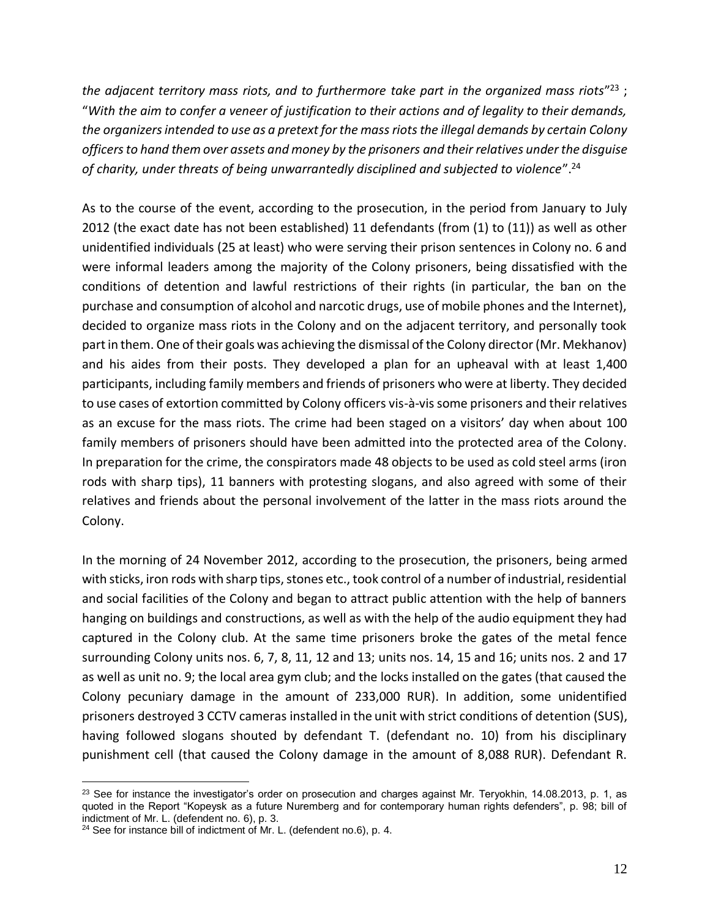*the adjacent territory mass riots, and to furthermore take part in the organized mass riots*"[23] ; "*With the aim to confer a veneer of justification to their actions and of legality to their demands, the organizers intended to use as a pretext for the mass riots the illegal demands by certain Colony officers to hand them over assets and money by the prisoners and their relatives under the disguise of charity, under threats of being unwarrantedly disciplined and subjected to violence*".[24]

As to the course of the event, according to the prosecution, in the period from January to July 2012 (the exact date has not been established) 11 defendants (from (1) to (11)) as well as other unidentified individuals (25 at least) who were serving their prison sentences in Colony no. 6 and were informal leaders among the majority of the Colony prisoners, being dissatisfied with the conditions of detention and lawful restrictions of their rights (in particular, the ban on the purchase and consumption of alcohol and narcotic drugs, use of mobile phones and the Internet), decided to organize mass riots in the Colony and on the adjacent territory, and personally took part in them. One of their goals was achieving the dismissal of the Colony director (Mr. Mekhanov) and his aides from their posts. They developed a plan for an upheaval with at least 1,400 participants, including family members and friends of prisoners who were at liberty. They decided to use cases of extortion committed by Colony officers vis-à-vis some prisoners and their relatives as an excuse for the mass riots. The crime had been staged on a visitors' day when about 100 family members of prisoners should have been admitted into the protected area of the Colony. In preparation for the crime, the conspirators made 48 objects to be used as cold steel arms (iron rods with sharp tips), 11 banners with protesting slogans, and also agreed with some of their relatives and friends about the personal involvement of the latter in the mass riots around the Colony.

In the morning of 24 November 2012, according to the prosecution, the prisoners, being armed with sticks, iron rods with sharp tips, stones etc., took control of a number of industrial, residential and social facilities of the Colony and began to attract public attention with the help of banners hanging on buildings and constructions, as well as with the help of the audio equipment they had captured in the Colony club. At the same time prisoners broke the gates of the metal fence surrounding Colony units nos. 6, 7, 8, 11, 12 and 13; units nos. 14, 15 and 16; units nos. 2 and 17 as well as unit no. 9; the local area gym club; and the locks installed on the gates (that caused the Colony pecuniary damage in the amount of 233,000 RUR). In addition, some unidentified prisoners destroyed 3 CCTV cameras installed in the unit with strict conditions of detention (SUS), having followed slogans shouted by defendant T. (defendant no. 10) from his disciplinary punishment cell (that caused the Colony damage in the amount of 8,088 RUR). Defendant R.

---

[23] See for instance the investigator's order on prosecution and charges against Mr. Teryokhin, 14.08.2013, p. 1, as quoted in the Report "Kopeysk as a future Nuremberg and for contemporary human rights defenders", p. 98; bill of indictment of Mr. L. (defendent no. 6), p. 3.

[24] See for instance bill of indictment of Mr. L. (defendent no.6), p. 4.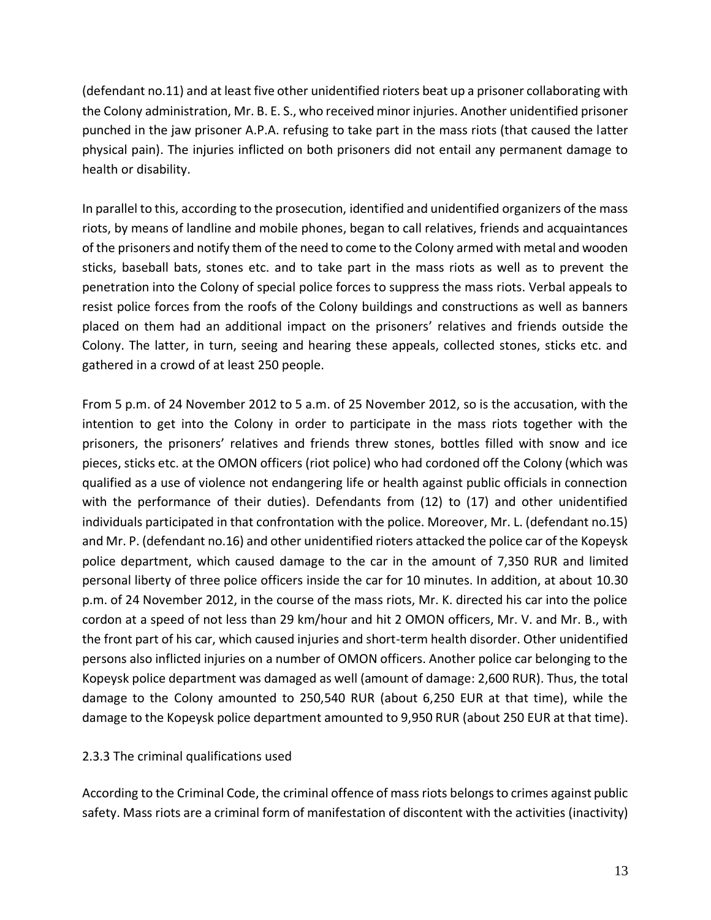(defendant no.11) and at least five other unidentified rioters beat up a prisoner collaborating with the Colony administration, Mr. B. E. S., who received minor injuries. Another unidentified prisoner punched in the jaw prisoner A.P.A. refusing to take part in the mass riots (that caused the latter physical pain). The injuries inflicted on both prisoners did not entail any permanent damage to health or disability.

In parallel to this, according to the prosecution, identified and unidentified organizers of the mass riots, by means of landline and mobile phones, began to call relatives, friends and acquaintances of the prisoners and notify them of the need to come to the Colony armed with metal and wooden sticks, baseball bats, stones etc. and to take part in the mass riots as well as to prevent the penetration into the Colony of special police forces to suppress the mass riots. Verbal appeals to resist police forces from the roofs of the Colony buildings and constructions as well as banners placed on them had an additional impact on the prisoners' relatives and friends outside the Colony. The latter, in turn, seeing and hearing these appeals, collected stones, sticks etc. and gathered in a crowd of at least 250 people.

From 5 p.m. of 24 November 2012 to 5 a.m. of 25 November 2012, so is the accusation, with the intention to get into the Colony in order to participate in the mass riots together with the prisoners, the prisoners' relatives and friends threw stones, bottles filled with snow and ice pieces, sticks etc. at the OMON officers (riot police) who had cordoned off the Colony (which was qualified as a use of violence not endangering life or health against public officials in connection with the performance of their duties). Defendants from (12) to (17) and other unidentified individuals participated in that confrontation with the police. Moreover, Mr. L. (defendant no.15) and Mr. P. (defendant no.16) and other unidentified rioters attacked the police car of the Kopeysk police department, which caused damage to the car in the amount of 7,350 RUR and limited personal liberty of three police officers inside the car for 10 minutes. In addition, at about 10.30 p.m. of 24 November 2012, in the course of the mass riots, Mr. K. directed his car into the police cordon at a speed of not less than 29 km/hour and hit 2 OMON officers, Mr. V. and Mr. B., with the front part of his car, which caused injuries and short-term health disorder. Other unidentified persons also inflicted injuries on a number of OMON officers. Another police car belonging to the Kopeysk police department was damaged as well (amount of damage: 2,600 RUR). Thus, the total damage to the Colony amounted to 250,540 RUR (about 6,250 EUR at that time), while the damage to the Kopeysk police department amounted to 9,950 RUR (about 250 EUR at that time).

### 2.3.3 The criminal qualifications used

According to the Criminal Code, the criminal offence of mass riots belongs to crimes against public safety. Mass riots are a criminal form of manifestation of discontent with the activities (inactivity)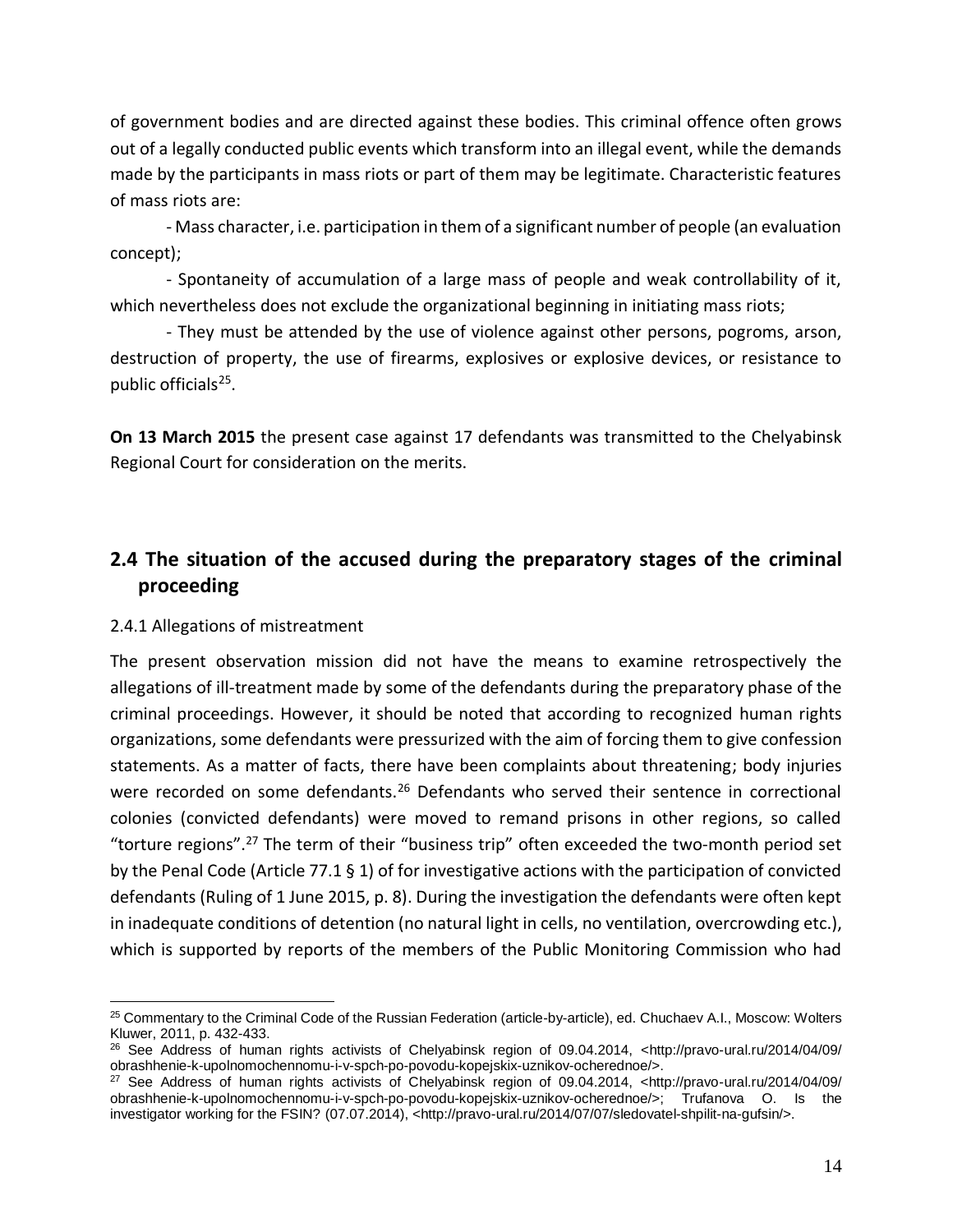of government bodies and are directed against these bodies. This criminal offence often grows out of a legally conducted public events which transform into an illegal event, while the demands made by the participants in mass riots or part of them may be legitimate. Characteristic features of mass riots are:

- Mass character, i.e. participation in them of a significant number of people (an evaluation concept);
- Spontaneity of accumulation of a large mass of people and weak controllability of it, which nevertheless does not exclude the organizational beginning in initiating mass riots;
- They must be attended by the use of violence against other persons, pogroms, arson, destruction of property, the use of firearms, explosives or explosive devices, or resistance to public officials[25].

**On 13 March 2015** the present case against 17 defendants was transmitted to the Chelyabinsk Regional Court for consideration on the merits.

## 2.4 The situation of the accused during the preparatory stages of the criminal proceeding

### 2.4.1 Allegations of mistreatment

The present observation mission did not have the means to examine retrospectively the allegations of ill-treatment made by some of the defendants during the preparatory phase of the criminal proceedings. However, it should be noted that according to recognized human rights organizations, some defendants were pressurized with the aim of forcing them to give confession statements. As a matter of facts, there have been complaints about threatening; body injuries were recorded on some defendants.[26] Defendants who served their sentence in correctional colonies (convicted defendants) were moved to remand prisons in other regions, so called "torture regions".[27] The term of their "business trip" often exceeded the two-month period set by the Penal Code (Article 77.1 § 1) of for investigative actions with the participation of convicted defendants (Ruling of 1 June 2015, p. 8). During the investigation the defendants were often kept in inadequate conditions of detention (no natural light in cells, no ventilation, overcrowding etc.), which is supported by reports of the members of the Public Monitoring Commission who had

---

[25] Commentary to the Criminal Code of the Russian Federation (article-by-article), ed. Chuchaev A.I., Moscow: Wolters Kluwer, 2011, p. 432-433.

[26] See Address of human rights activists of Chelyabinsk region of 09.04.2014, <http://pravo-ural.ru/2014/04/09/obrashhenie-k-upolnomochennomu-i-v-spch-po-povodu-kopejskix-uznikov-ocherednoe/>.

[27] See Address of human rights activists of Chelyabinsk region of 09.04.2014, <http://pravo-ural.ru/2014/04/09/obrashhenie-k-upolnomochennomu-i-v-spch-po-povodu-kopejskix-uznikov-ocherednoe/>; Trufanova O. Is the investigator working for the FSIN? (07.07.2014), <http://pravo-ural.ru/2014/07/07/sledovatel-shpilit-na-gufsin/>.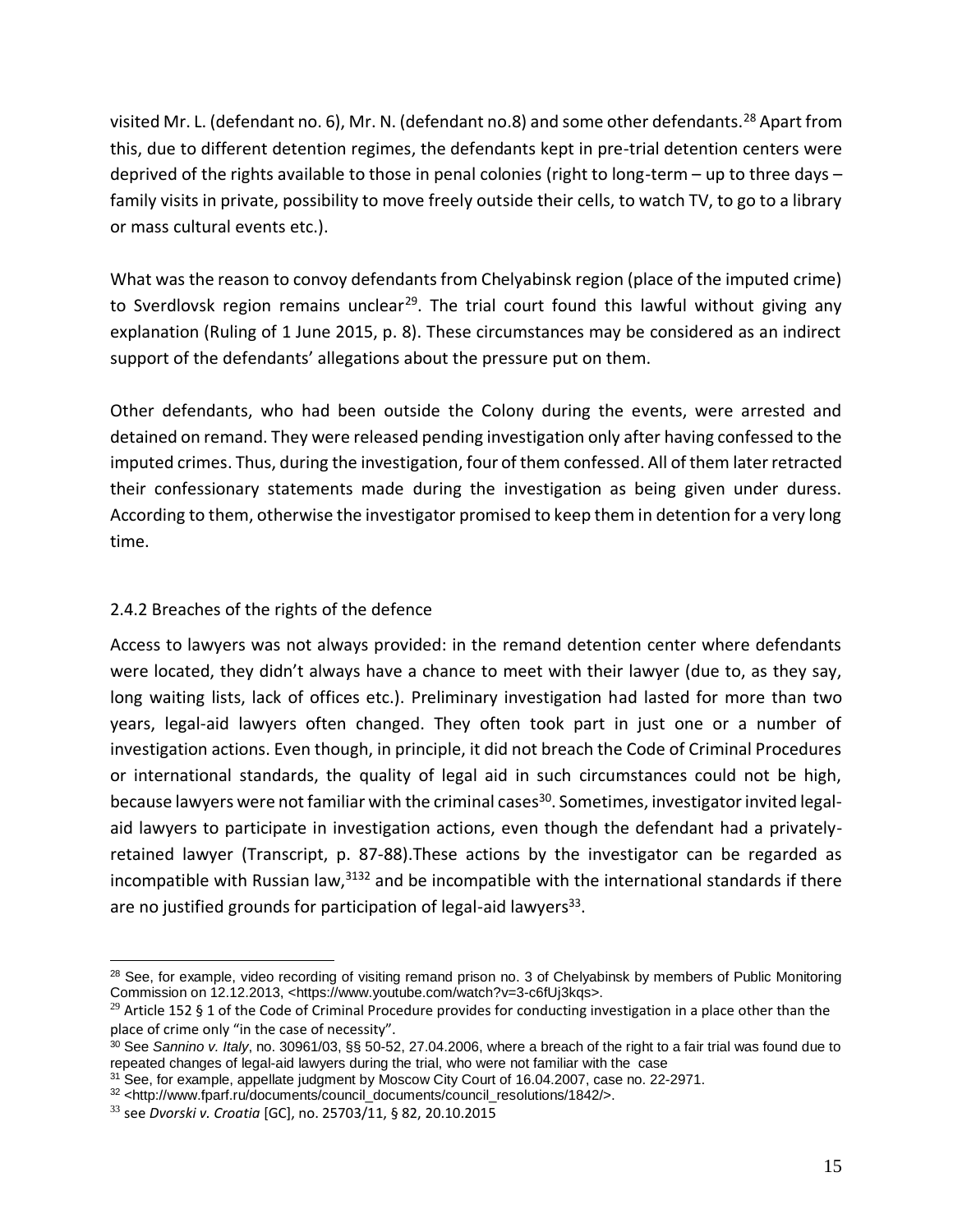visited Mr. L. (defendant no. 6), Mr. N. (defendant no.8) and some other defendants.[28] Apart from this, due to different detention regimes, the defendants kept in pre-trial detention centers were deprived of the rights available to those in penal colonies (right to long-term – up to three days – family visits in private, possibility to move freely outside their cells, to watch TV, to go to a library or mass cultural events etc.).

What was the reason to convoy defendants from Chelyabinsk region (place of the imputed crime) to Sverdlovsk region remains unclear[29]. The trial court found this lawful without giving any explanation (Ruling of 1 June 2015, p. 8). These circumstances may be considered as an indirect support of the defendants' allegations about the pressure put on them.

Other defendants, who had been outside the Colony during the events, were arrested and detained on remand. They were released pending investigation only after having confessed to the imputed crimes. Thus, during the investigation, four of them confessed. All of them later retracted their confessionary statements made during the investigation as being given under duress. According to them, otherwise the investigator promised to keep them in detention for a very long time.

### 2.4.2 Breaches of the rights of the defence

Access to lawyers was not always provided: in the remand detention center where defendants were located, they didn't always have a chance to meet with their lawyer (due to, as they say, long waiting lists, lack of offices etc.). Preliminary investigation had lasted for more than two years, legal-aid lawyers often changed. They often took part in just one or a number of investigation actions. Even though, in principle, it did not breach the Code of Criminal Procedures or international standards, the quality of legal aid in such circumstances could not be high, because lawyers were not familiar with the criminal cases[30]. Sometimes, investigator invited legal-aid lawyers to participate in investigation actions, even though the defendant had a privately-retained lawyer (Transcript, p. 87-88).These actions by the investigator can be regarded as incompatible with Russian law,[31][32] and be incompatible with the international standards if there are no justified grounds for participation of legal-aid lawyers[33].

---

[28] See, for example, video recording of visiting remand prison no. 3 of Chelyabinsk by members of Public Monitoring Commission on 12.12.2013, <https://www.youtube.com/watch?v=3-c6fUj3kqs>.

[29] Article 152 § 1 of the Code of Criminal Procedure provides for conducting investigation in a place other than the place of crime only "in the case of necessity".

[30] See *Sannino v. Italy*, no. 30961/03, §§ 50-52, 27.04.2006, where a breach of the right to a fair trial was found due to repeated changes of legal-aid lawyers during the trial, who were not familiar with the case

[31] See, for example, appellate judgment by Moscow City Court of 16.04.2007, case no. 22-2971.

[32] <http://www.fparf.ru/documents/council_documents/council_resolutions/1842/>.

[33] see *Dvorski v. Croatia* [GC], no. 25703/11, § 82, 20.10.2015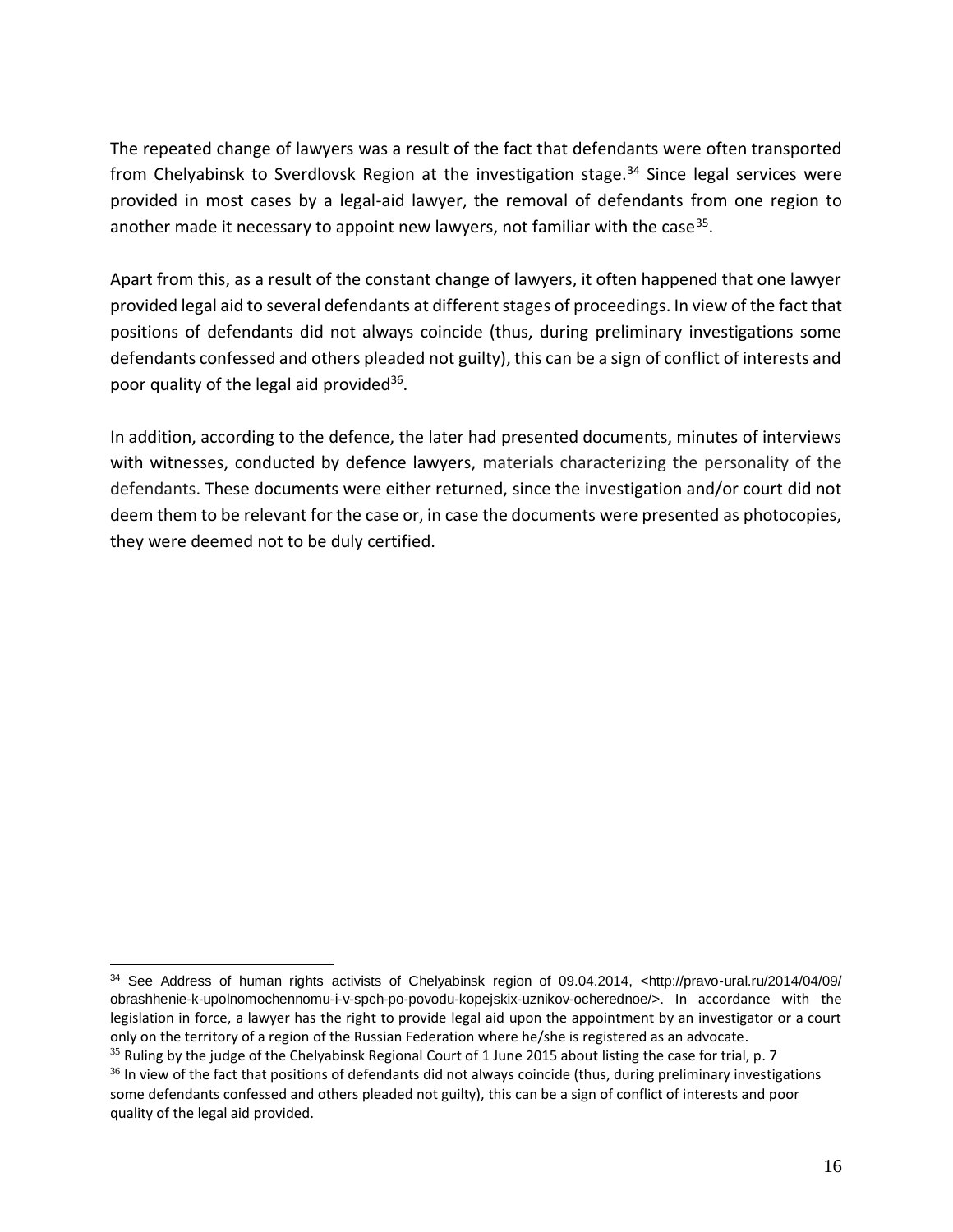The repeated change of lawyers was a result of the fact that defendants were often transported from Chelyabinsk to Sverdlovsk Region at the investigation stage.[34] Since legal services were provided in most cases by a legal-aid lawyer, the removal of defendants from one region to another made it necessary to appoint new lawyers, not familiar with the case[35].

Apart from this, as a result of the constant change of lawyers, it often happened that one lawyer provided legal aid to several defendants at different stages of proceedings. In view of the fact that positions of defendants did not always coincide (thus, during preliminary investigations some defendants confessed and others pleaded not guilty), this can be a sign of conflict of interests and poor quality of the legal aid provided[36].

In addition, according to the defence, the later had presented documents, minutes of interviews with witnesses, conducted by defence lawyers, materials characterizing the personality of the defendants. These documents were either returned, since the investigation and/or court did not deem them to be relevant for the case or, in case the documents were presented as photocopies, they were deemed not to be duly certified.

---

[34] See Address of human rights activists of Chelyabinsk region of 09.04.2014, <http://pravo-ural.ru/2014/04/09/obrashhenie-k-upolnomochennomu-i-v-spch-po-povodu-kopejskix-uznikov-ocherednoe/>. In accordance with the legislation in force, a lawyer has the right to provide legal aid upon the appointment by an investigator or a court only on the territory of a region of the Russian Federation where he/she is registered as an advocate.

[35] Ruling by the judge of the Chelyabinsk Regional Court of 1 June 2015 about listing the case for trial, p. 7

[36] In view of the fact that positions of defendants did not always coincide (thus, during preliminary investigations some defendants confessed and others pleaded not guilty), this can be a sign of conflict of interests and poor quality of the legal aid provided.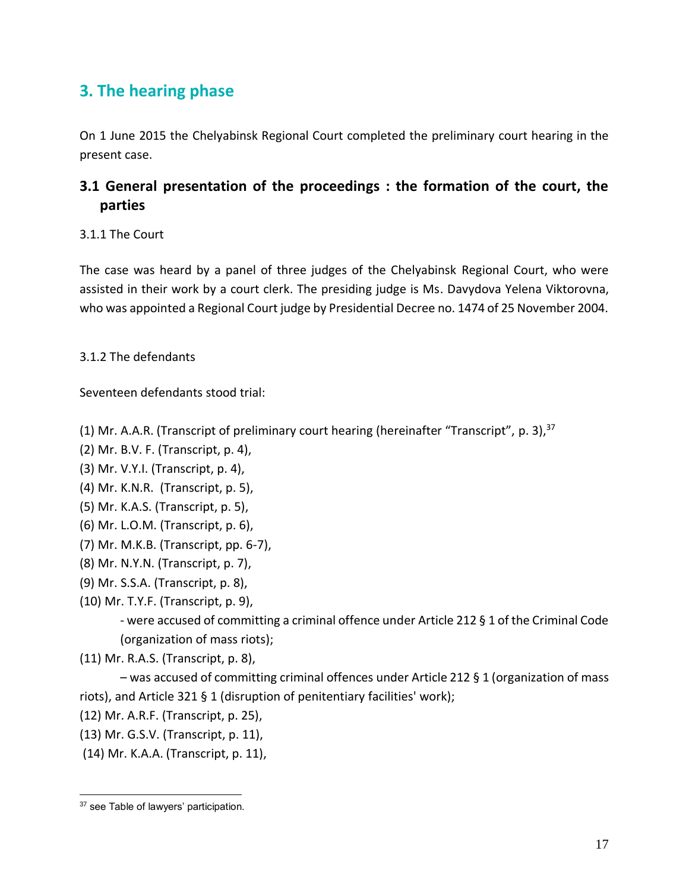## 3. The hearing phase

On 1 June 2015 the Chelyabinsk Regional Court completed the preliminary court hearing in the present case.

### 3.1 General presentation of the proceedings : the formation of the court, the parties

3.1.1 The Court

The case was heard by a panel of three judges of the Chelyabinsk Regional Court, who were assisted in their work by a court clerk. The presiding judge is Ms. Davydova Yelena Viktorovna, who was appointed a Regional Court judge by Presidential Decree no. 1474 of 25 November 2004.

3.1.2 The defendants

Seventeen defendants stood trial:

(1) Mr. A.A.R. (Transcript of preliminary court hearing (hereinafter "Transcript", p. 3),[37]
(2) Mr. B.V. F. (Transcript, p. 4),
(3) Mr. V.Y.I. (Transcript, p. 4),
(4) Mr. K.N.R. (Transcript, p. 5),
(5) Mr. K.A.S. (Transcript, p. 5),
(6) Mr. L.O.M. (Transcript, p. 6),
(7) Mr. M.K.B. (Transcript, pp. 6-7),
(8) Mr. N.Y.N. (Transcript, p. 7),
(9) Mr. S.S.A. (Transcript, p. 8),
(10) Mr. T.Y.F. (Transcript, p. 9),

- were accused of committing a criminal offence under Article 212 § 1 of the Criminal Code (organization of mass riots);

(11) Mr. R.A.S. (Transcript, p. 8),

– was accused of committing criminal offences under Article 212 § 1 (organization of mass riots), and Article 321 § 1 (disruption of penitentiary facilities' work);

(12) Mr. A.R.F. (Transcript, p. 25),
(13) Mr. G.S.V. (Transcript, p. 11),
(14) Mr. K.A.A. (Transcript, p. 11),

---

[37] see Table of lawyers' participation.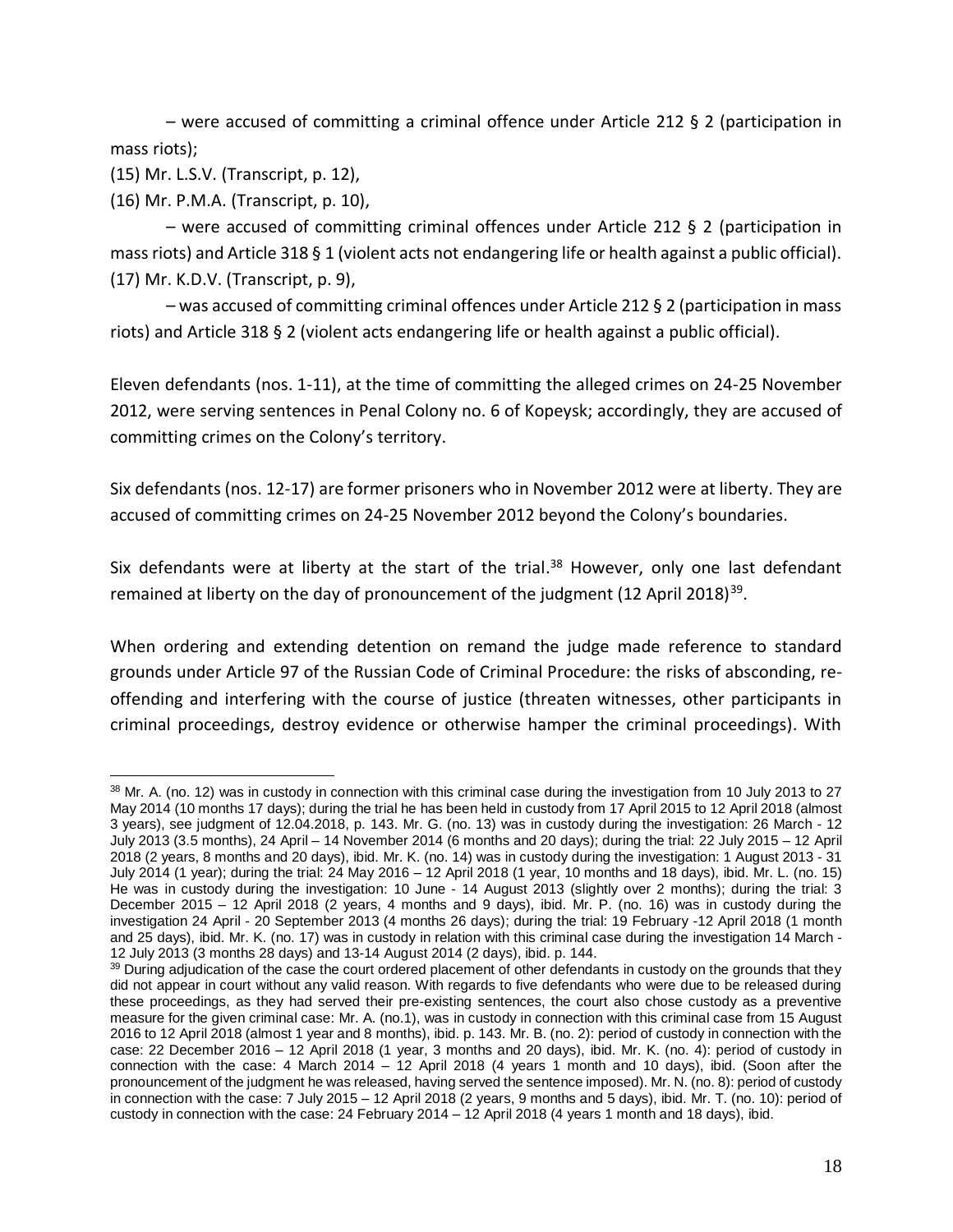– were accused of committing a criminal offence under Article 212 § 2 (participation in mass riots);

(15) Mr. L.S.V. (Transcript, p. 12),

(16) Mr. P.M.A. (Transcript, p. 10),

– were accused of committing criminal offences under Article 212 § 2 (participation in mass riots) and Article 318 § 1 (violent acts not endangering life or health against a public official).

(17) Mr. K.D.V. (Transcript, p. 9),

– was accused of committing criminal offences under Article 212 § 2 (participation in mass riots) and Article 318 § 2 (violent acts endangering life or health against a public official).

Eleven defendants (nos. 1-11), at the time of committing the alleged crimes on 24-25 November 2012, were serving sentences in Penal Colony no. 6 of Kopeysk; accordingly, they are accused of committing crimes on the Colony's territory.

Six defendants (nos. 12-17) are former prisoners who in November 2012 were at liberty. They are accused of committing crimes on 24-25 November 2012 beyond the Colony's boundaries.

Six defendants were at liberty at the start of the trial.[38] However, only one last defendant remained at liberty on the day of pronouncement of the judgment (12 April 2018)[39].

When ordering and extending detention on remand the judge made reference to standard grounds under Article 97 of the Russian Code of Criminal Procedure: the risks of absconding, re-offending and interfering with the course of justice (threaten witnesses, other participants in criminal proceedings, destroy evidence or otherwise hamper the criminal proceedings). With

---

[38] Mr. A. (no. 12) was in custody in connection with this criminal case during the investigation from 10 July 2013 to 27 May 2014 (10 months 17 days); during the trial he has been held in custody from 17 April 2015 to 12 April 2018 (almost 3 years), see judgment of 12.04.2018, p. 143. Mr. G. (no. 13) was in custody during the investigation: 26 March - 12 July 2013 (3.5 months), 24 April – 14 November 2014 (6 months and 20 days); during the trial: 22 July 2015 – 12 April 2018 (2 years, 8 months and 20 days), ibid. Mr. K. (no. 14) was in custody during the investigation: 1 August 2013 - 31 July 2014 (1 year); during the trial: 24 May 2016 – 12 April 2018 (1 year, 10 months and 18 days), ibid. Mr. L. (no. 15) He was in custody during the investigation: 10 June - 14 August 2013 (slightly over 2 months); during the trial: 3 December 2015 – 12 April 2018 (2 years, 4 months and 9 days), ibid. Mr. P. (no. 16) was in custody during the investigation 24 April - 20 September 2013 (4 months 26 days); during the trial: 19 February -12 April 2018 (1 month and 25 days), ibid. Mr. K. (no. 17) was in custody in relation with this criminal case during the investigation 14 March - 12 July 2013 (3 months 28 days) and 13-14 August 2014 (2 days), ibid. p. 144.

[39] During adjudication of the case the court ordered placement of other defendants in custody on the grounds that they did not appear in court without any valid reason. With regards to five defendants who were due to be released during these proceedings, as they had served their pre-existing sentences, the court also chose custody as a preventive measure for the given criminal case: Mr. A. (no.1), was in custody in connection with this criminal case from 15 August 2016 to 12 April 2018 (almost 1 year and 8 months), ibid. p. 143. Mr. B. (no. 2): period of custody in connection with the case: 22 December 2016 – 12 April 2018 (1 year, 3 months and 20 days), ibid. Mr. K. (no. 4): period of custody in connection with the case: 4 March 2014 – 12 April 2018 (4 years 1 month and 10 days), ibid. (Soon after the pronouncement of the judgment he was released, having served the sentence imposed). Mr. N. (no. 8): period of custody in connection with the case: 7 July 2015 – 12 April 2018 (2 years, 9 months and 5 days), ibid. Mr. T. (no. 10): period of custody in connection with the case: 24 February 2014 – 12 April 2018 (4 years 1 month and 18 days), ibid.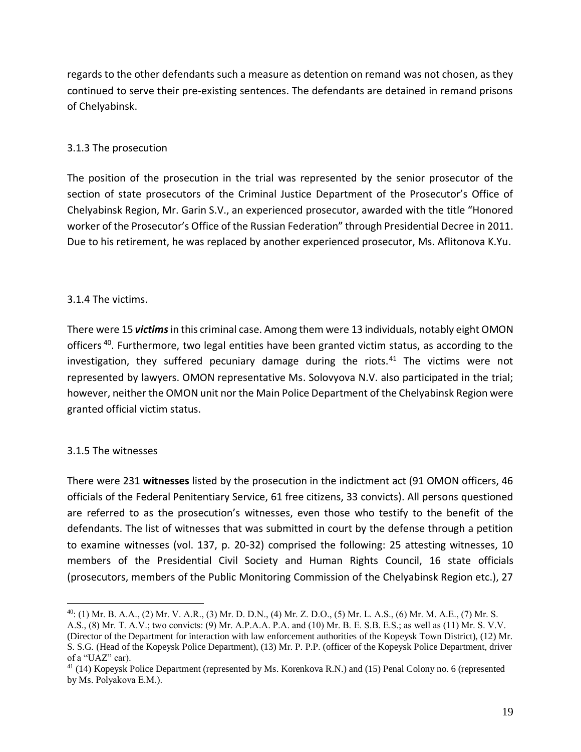regards to the other defendants such a measure as detention on remand was not chosen, as they continued to serve their pre-existing sentences. The defendants are detained in remand prisons of Chelyabinsk.

### 3.1.3 The prosecution

The position of the prosecution in the trial was represented by the senior prosecutor of the section of state prosecutors of the Criminal Justice Department of the Prosecutor's Office of Chelyabinsk Region, Mr. Garin S.V., an experienced prosecutor, awarded with the title "Honored worker of the Prosecutor's Office of the Russian Federation" through Presidential Decree in 2011. Due to his retirement, he was replaced by another experienced prosecutor, Ms. Aflitonova K.Yu.

### 3.1.4 The victims.

There were 15 ***victims*** in this criminal case. Among them were 13 individuals, notably eight OMON officers [40]. Furthermore, two legal entities have been granted victim status, as according to the investigation, they suffered pecuniary damage during the riots.[41] The victims were not represented by lawyers. OMON representative Ms. Solovyova N.V. also participated in the trial; however, neither the OMON unit nor the Main Police Department of the Chelyabinsk Region were granted official victim status.

### 3.1.5 The witnesses

There were 231 **witnesses** listed by the prosecution in the indictment act (91 OMON officers, 46 officials of the Federal Penitentiary Service, 61 free citizens, 33 convicts). All persons questioned are referred to as the prosecution's witnesses, even those who testify to the benefit of the defendants. The list of witnesses that was submitted in court by the defense through a petition to examine witnesses (vol. 137, p. 20-32) comprised the following: 25 attesting witnesses, 10 members of the Presidential Civil Society and Human Rights Council, 16 state officials (prosecutors, members of the Public Monitoring Commission of the Chelyabinsk Region etc.), 27

---

[40]: (1) Mr. B. A.A., (2) Mr. V. A.R., (3) Mr. D. D.N., (4) Mr. Z. D.O., (5) Mr. L. A.S., (6) Mr. M. A.E., (7) Mr. S. A.S., (8) Mr. T. A.V.; two convicts: (9) Mr. A.P.A.A. P.A. and (10) Mr. B. E. S.B. E.S.; as well as (11) Mr. S. V.V. (Director of the Department for interaction with law enforcement authorities of the Kopeysk Town District), (12) Mr. S. S.G. (Head of the Kopeysk Police Department), (13) Mr. P. P.P. (officer of the Kopeysk Police Department, driver of a "UAZ" car).

[41] (14) Kopeysk Police Department (represented by Ms. Korenkova R.N.) and (15) Penal Colony no. 6 (represented by Ms. Polyakova E.M.).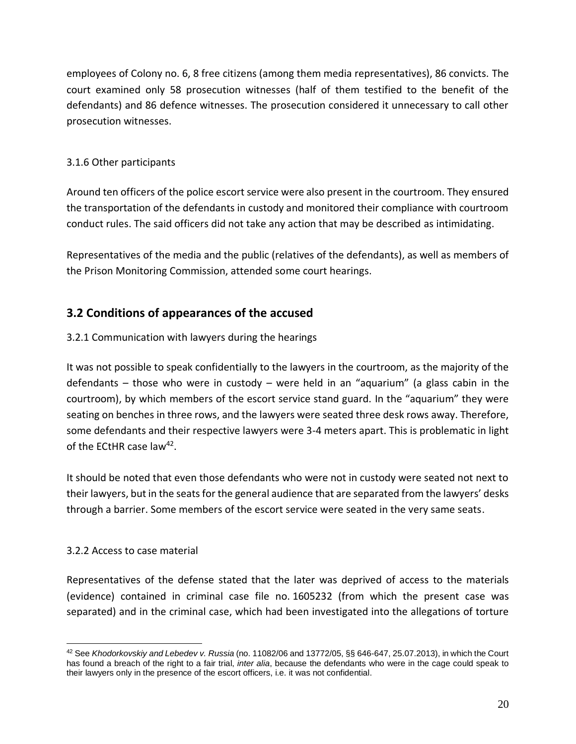employees of Colony no. 6, 8 free citizens (among them media representatives), 86 convicts. The court examined only 58 prosecution witnesses (half of them testified to the benefit of the defendants) and 86 defence witnesses. The prosecution considered it unnecessary to call other prosecution witnesses.

3.1.6 Other participants

Around ten officers of the police escort service were also present in the courtroom. They ensured the transportation of the defendants in custody and monitored their compliance with courtroom conduct rules. The said officers did not take any action that may be described as intimidating.

Representatives of the media and the public (relatives of the defendants), as well as members of the Prison Monitoring Commission, attended some court hearings.

## 3.2 Conditions of appearances of the accused

3.2.1 Communication with lawyers during the hearings

It was not possible to speak confidentially to the lawyers in the courtroom, as the majority of the defendants – those who were in custody – were held in an "aquarium" (a glass cabin in the courtroom), by which members of the escort service stand guard. In the "aquarium" they were seating on benches in three rows, and the lawyers were seated three desk rows away. Therefore, some defendants and their respective lawyers were 3-4 meters apart. This is problematic in light of the ECtHR case law[42].

It should be noted that even those defendants who were not in custody were seated not next to their lawyers, but in the seats for the general audience that are separated from the lawyers' desks through a barrier. Some members of the escort service were seated in the very same seats.

3.2.2 Access to case material

Representatives of the defense stated that the later was deprived of access to the materials (evidence) contained in criminal case file no. 1605232 (from which the present case was separated) and in the criminal case, which had been investigated into the allegations of torture

[42] See *Khodorkovskiy and Lebedev v. Russia* (no. 11082/06 and 13772/05, §§ 646-647, 25.07.2013), in which the Court has found a breach of the right to a fair trial, *inter alia*, because the defendants who were in the cage could speak to their lawyers only in the presence of the escort officers, i.e. it was not confidential.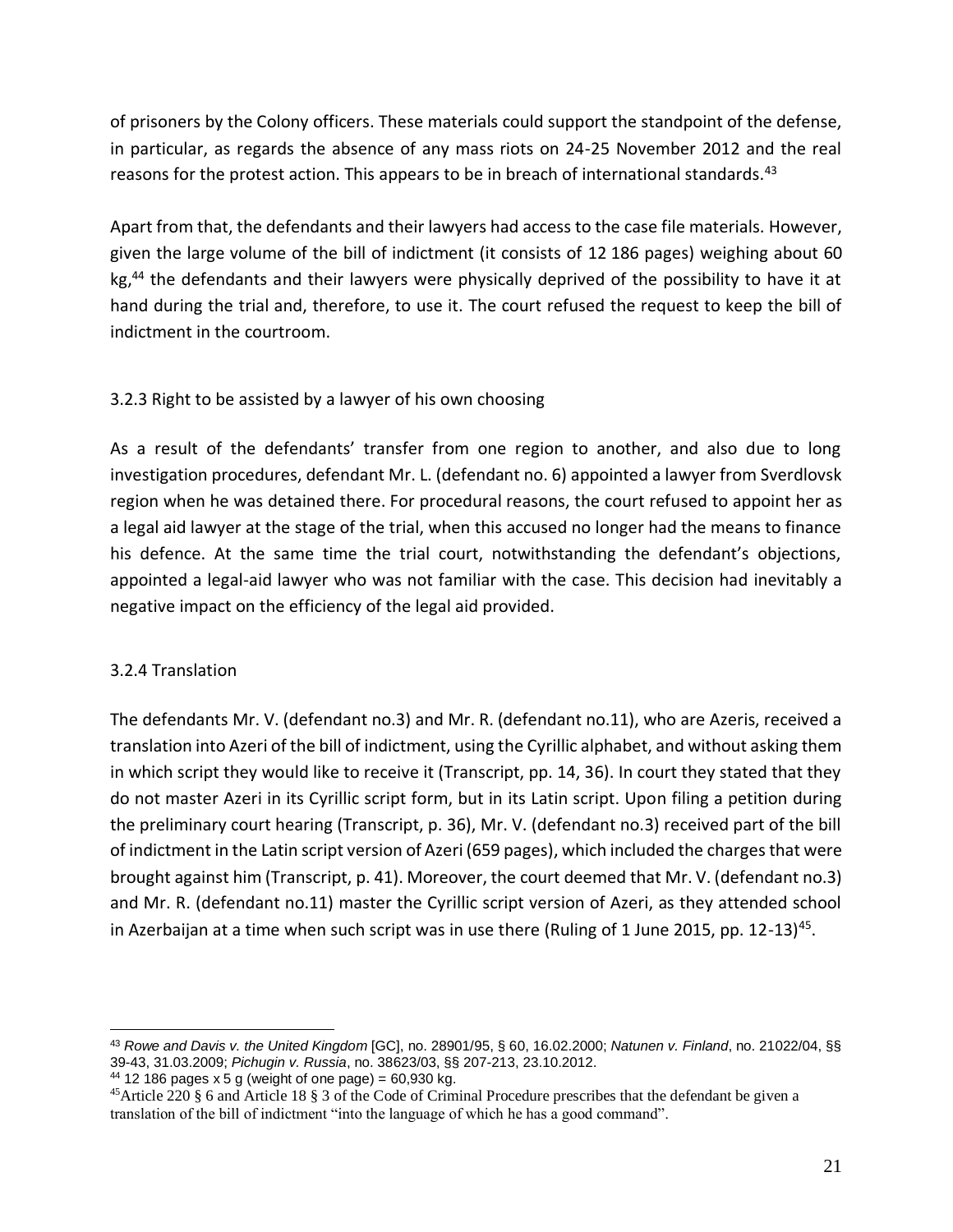of prisoners by the Colony officers. These materials could support the standpoint of the defense, in particular, as regards the absence of any mass riots on 24-25 November 2012 and the real reasons for the protest action. This appears to be in breach of international standards.[43]

Apart from that, the defendants and their lawyers had access to the case file materials. However, given the large volume of the bill of indictment (it consists of 12 186 pages) weighing about 60 kg,[44] the defendants and their lawyers were physically deprived of the possibility to have it at hand during the trial and, therefore, to use it. The court refused the request to keep the bill of indictment in the courtroom.

### 3.2.3 Right to be assisted by a lawyer of his own choosing

As a result of the defendants' transfer from one region to another, and also due to long investigation procedures, defendant Mr. L. (defendant no. 6) appointed a lawyer from Sverdlovsk region when he was detained there. For procedural reasons, the court refused to appoint her as a legal aid lawyer at the stage of the trial, when this accused no longer had the means to finance his defence. At the same time the trial court, notwithstanding the defendant's objections, appointed a legal-aid lawyer who was not familiar with the case. This decision had inevitably a negative impact on the efficiency of the legal aid provided.

### 3.2.4 Translation

The defendants Mr. V. (defendant no.3) and Mr. R. (defendant no.11), who are Azeris, received a translation into Azeri of the bill of indictment, using the Cyrillic alphabet, and without asking them in which script they would like to receive it (Transcript, pp. 14, 36). In court they stated that they do not master Azeri in its Cyrillic script form, but in its Latin script. Upon filing a petition during the preliminary court hearing (Transcript, p. 36), Mr. V. (defendant no.3) received part of the bill of indictment in the Latin script version of Azeri (659 pages), which included the charges that were brought against him (Transcript, p. 41). Moreover, the court deemed that Mr. V. (defendant no.3) and Mr. R. (defendant no.11) master the Cyrillic script version of Azeri, as they attended school in Azerbaijan at a time when such script was in use there (Ruling of 1 June 2015, pp. 12-13)[45].

---

[43] *Rowe and Davis v. the United Kingdom* [GC], no. 28901/95, § 60, 16.02.2000; *Natunen v. Finland*, no. 21022/04, §§ 39-43, 31.03.2009; *Pichugin v. Russia*, no. 38623/03, §§ 207-213, 23.10.2012.

[44] 12 186 pages x 5 g (weight of one page) = 60,930 kg.

[45] Article 220 § 6 and Article 18 § 3 of the Code of Criminal Procedure prescribes that the defendant be given a translation of the bill of indictment "into the language of which he has a good command".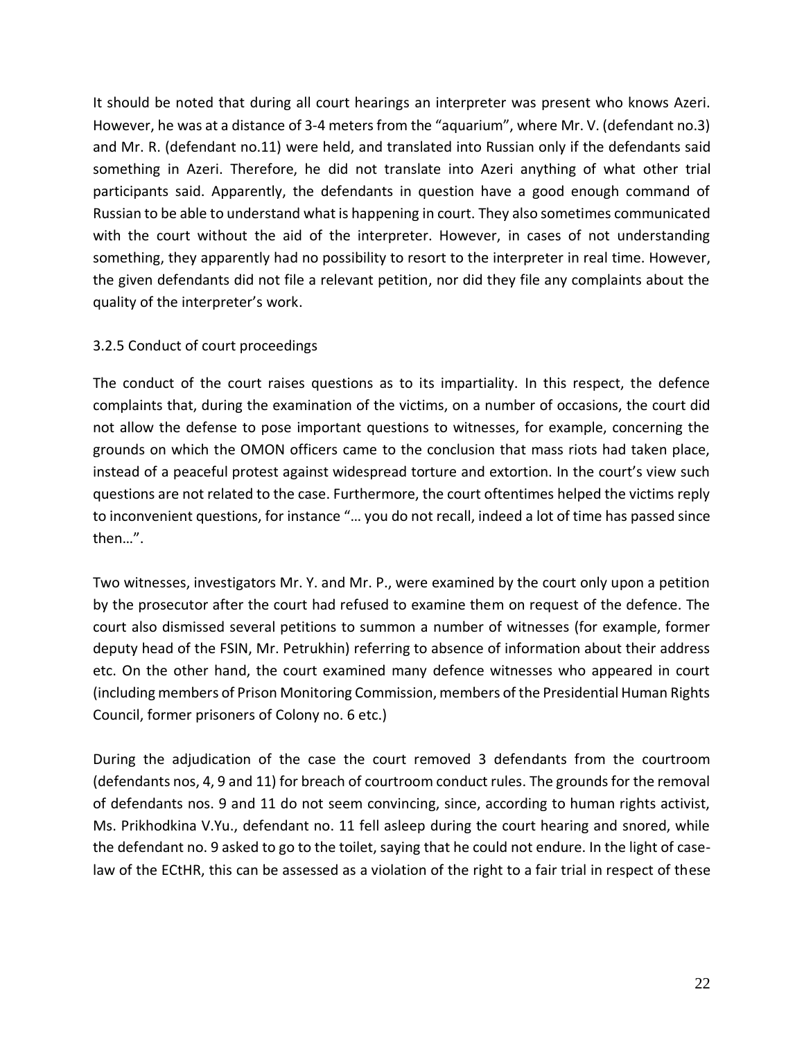It should be noted that during all court hearings an interpreter was present who knows Azeri. However, he was at a distance of 3-4 meters from the "aquarium", where Mr. V. (defendant no.3) and Mr. R. (defendant no.11) were held, and translated into Russian only if the defendants said something in Azeri. Therefore, he did not translate into Azeri anything of what other trial participants said. Apparently, the defendants in question have a good enough command of Russian to be able to understand what is happening in court. They also sometimes communicated with the court without the aid of the interpreter. However, in cases of not understanding something, they apparently had no possibility to resort to the interpreter in real time. However, the given defendants did not file a relevant petition, nor did they file any complaints about the quality of the interpreter's work.

### 3.2.5 Conduct of court proceedings

The conduct of the court raises questions as to its impartiality. In this respect, the defence complaints that, during the examination of the victims, on a number of occasions, the court did not allow the defense to pose important questions to witnesses, for example, concerning the grounds on which the OMON officers came to the conclusion that mass riots had taken place, instead of a peaceful protest against widespread torture and extortion. In the court's view such questions are not related to the case. Furthermore, the court oftentimes helped the victims reply to inconvenient questions, for instance "… you do not recall, indeed a lot of time has passed since then…".

Two witnesses, investigators Mr. Y. and Mr. P., were examined by the court only upon a petition by the prosecutor after the court had refused to examine them on request of the defence. The court also dismissed several petitions to summon a number of witnesses (for example, former deputy head of the FSIN, Mr. Petrukhin) referring to absence of information about their address etc. On the other hand, the court examined many defence witnesses who appeared in court (including members of Prison Monitoring Commission, members of the Presidential Human Rights Council, former prisoners of Colony no. 6 etc.)

During the adjudication of the case the court removed 3 defendants from the courtroom (defendants nos, 4, 9 and 11) for breach of courtroom conduct rules. The grounds for the removal of defendants nos. 9 and 11 do not seem convincing, since, according to human rights activist, Ms. Prikhodkina V.Yu., defendant no. 11 fell asleep during the court hearing and snored, while the defendant no. 9 asked to go to the toilet, saying that he could not endure. In the light of case-law of the ECtHR, this can be assessed as a violation of the right to a fair trial in respect of these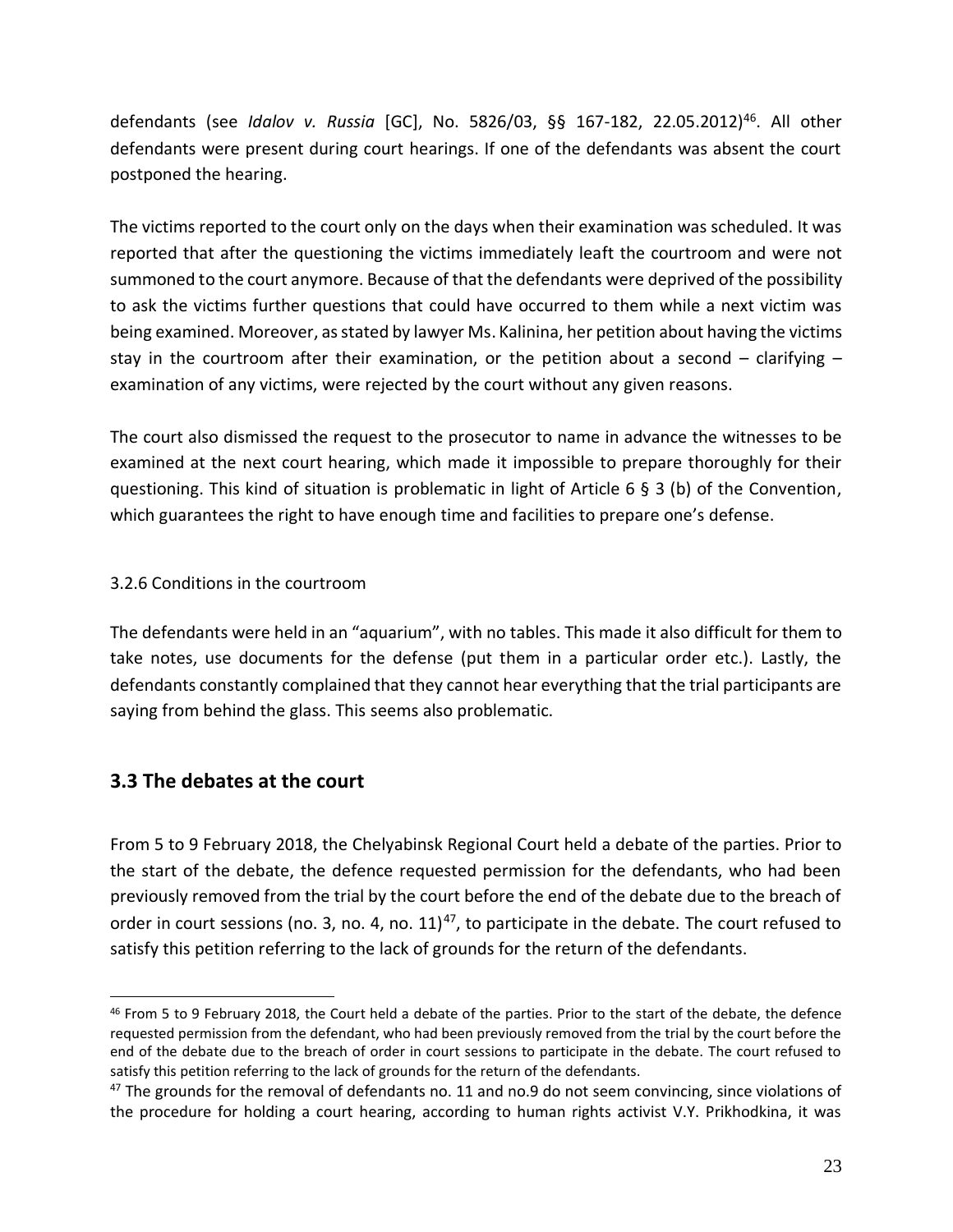defendants (see *Idalov v. Russia* [GC], No. 5826/03, §§ 167-182, 22.05.2012)[46]. All other defendants were present during court hearings. If one of the defendants was absent the court postponed the hearing.

The victims reported to the court only on the days when their examination was scheduled. It was reported that after the questioning the victims immediately leaft the courtroom and were not summoned to the court anymore. Because of that the defendants were deprived of the possibility to ask the victims further questions that could have occurred to them while a next victim was being examined. Moreover, as stated by lawyer Ms. Kalinina, her petition about having the victims stay in the courtroom after their examination, or the petition about a second – clarifying – examination of any victims, were rejected by the court without any given reasons.

The court also dismissed the request to the prosecutor to name in advance the witnesses to be examined at the next court hearing, which made it impossible to prepare thoroughly for their questioning. This kind of situation is problematic in light of Article 6 § 3 (b) of the Convention, which guarantees the right to have enough time and facilities to prepare one's defense.

3.2.6 Conditions in the courtroom

The defendants were held in an "aquarium", with no tables. This made it also difficult for them to take notes, use documents for the defense (put them in a particular order etc.). Lastly, the defendants constantly complained that they cannot hear everything that the trial participants are saying from behind the glass. This seems also problematic.

## 3.3 The debates at the court

From 5 to 9 February 2018, the Chelyabinsk Regional Court held a debate of the parties. Prior to the start of the debate, the defence requested permission for the defendants, who had been previously removed from the trial by the court before the end of the debate due to the breach of order in court sessions (no. 3, no. 4, no. 11)[47], to participate in the debate. The court refused to satisfy this petition referring to the lack of grounds for the return of the defendants.

---

[46] From 5 to 9 February 2018, the Court held a debate of the parties. Prior to the start of the debate, the defence requested permission from the defendant, who had been previously removed from the trial by the court before the end of the debate due to the breach of order in court sessions to participate in the debate. The court refused to satisfy this petition referring to the lack of grounds for the return of the defendants.

[47] The grounds for the removal of defendants no. 11 and no.9 do not seem convincing, since violations of the procedure for holding a court hearing, according to human rights activist V.Y. Prikhodkina, it was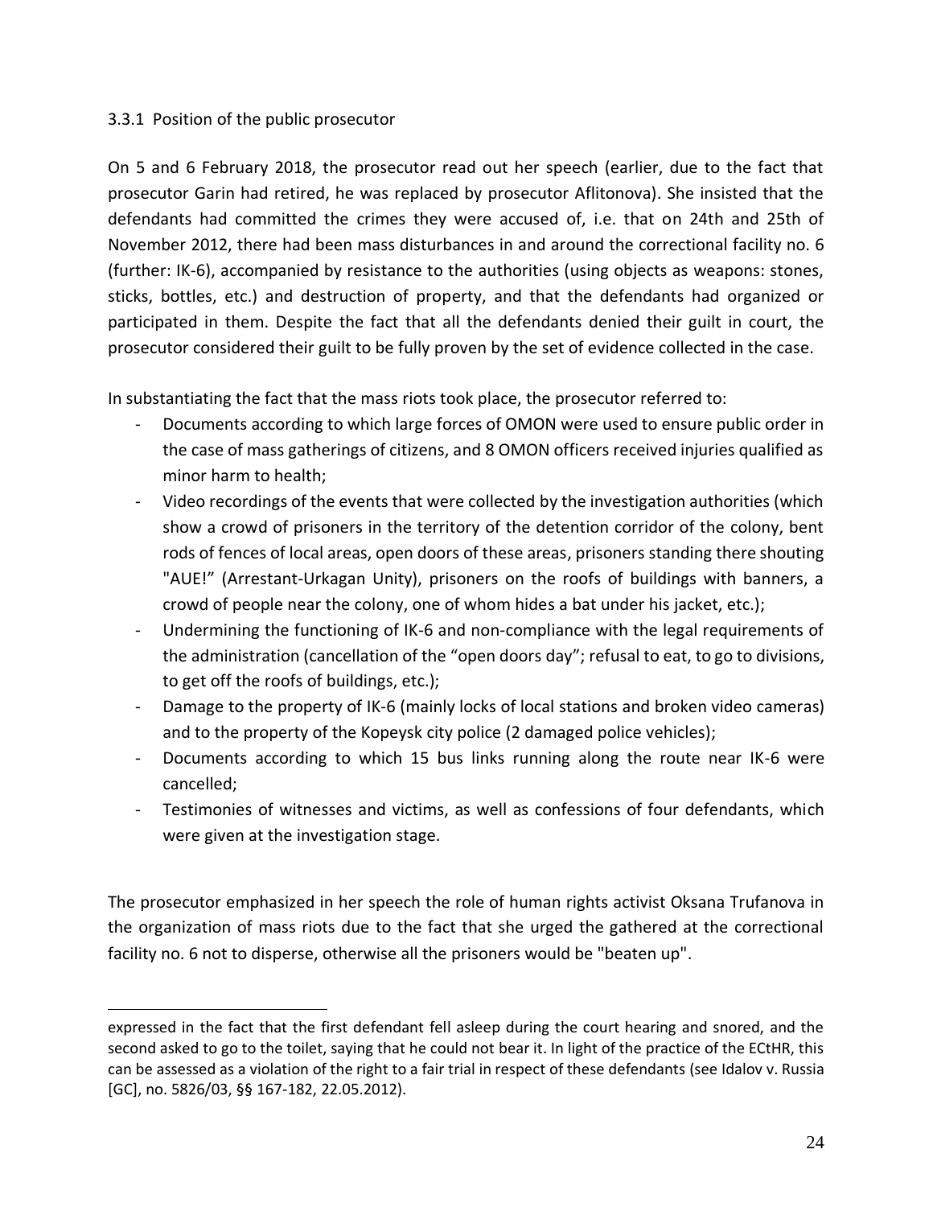### 3.3.1 Position of the public prosecutor

On 5 and 6 February 2018, the prosecutor read out her speech (earlier, due to the fact that prosecutor Garin had retired, he was replaced by prosecutor Aflitonova). She insisted that the defendants had committed the crimes they were accused of, i.e. that on 24th and 25th of November 2012, there had been mass disturbances in and around the correctional facility no. 6 (further: IK-6), accompanied by resistance to the authorities (using objects as weapons: stones, sticks, bottles, etc.) and destruction of property, and that the defendants had organized or participated in them. Despite the fact that all the defendants denied their guilt in court, the prosecutor considered their guilt to be fully proven by the set of evidence collected in the case.

In substantiating the fact that the mass riots took place, the prosecutor referred to:

- Documents according to which large forces of OMON were used to ensure public order in the case of mass gatherings of citizens, and 8 OMON officers received injuries qualified as minor harm to health;
- Video recordings of the events that were collected by the investigation authorities (which show a crowd of prisoners in the territory of the detention corridor of the colony, bent rods of fences of local areas, open doors of these areas, prisoners standing there shouting "AUE!" (Arrestant-Urkagan Unity), prisoners on the roofs of buildings with banners, a crowd of people near the colony, one of whom hides a bat under his jacket, etc.);
- Undermining the functioning of IK-6 and non-compliance with the legal requirements of the administration (cancellation of the "open doors day"; refusal to eat, to go to divisions, to get off the roofs of buildings, etc.);
- Damage to the property of IK-6 (mainly locks of local stations and broken video cameras) and to the property of the Kopeysk city police (2 damaged police vehicles);
- Documents according to which 15 bus links running along the route near IK-6 were cancelled;
- Testimonies of witnesses and victims, as well as confessions of four defendants, which were given at the investigation stage.

The prosecutor emphasized in her speech the role of human rights activist Oksana Trufanova in the organization of mass riots due to the fact that she urged the gathered at the correctional facility no. 6 not to disperse, otherwise all the prisoners would be "beaten up".

---

expressed in the fact that the first defendant fell asleep during the court hearing and snored, and the second asked to go to the toilet, saying that he could not bear it. In light of the practice of the ECtHR, this can be assessed as a violation of the right to a fair trial in respect of these defendants (see Idalov v. Russia [GC], no. 5826/03, §§ 167-182, 22.05.2012).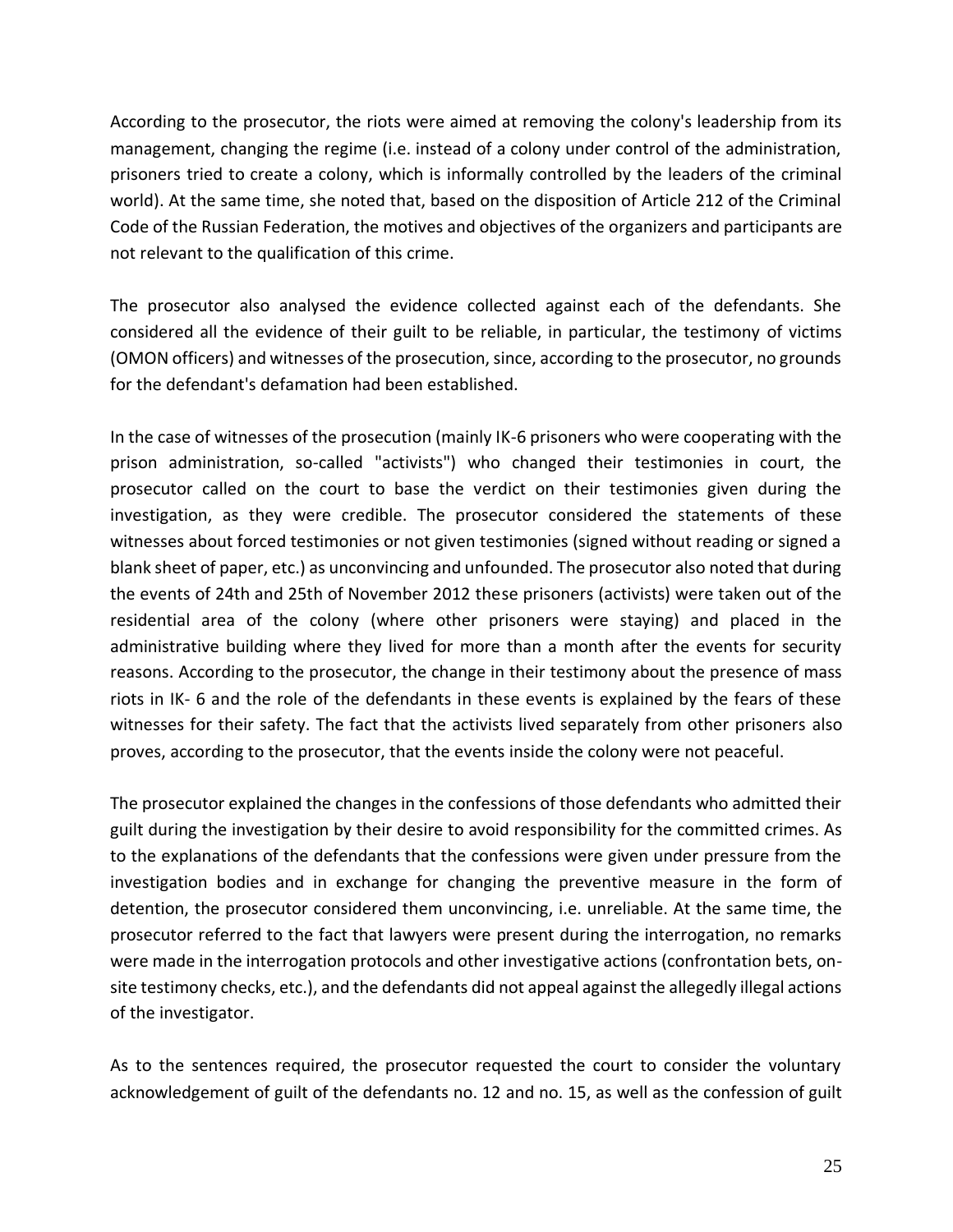According to the prosecutor, the riots were aimed at removing the colony's leadership from its management, changing the regime (i.e. instead of a colony under control of the administration, prisoners tried to create a colony, which is informally controlled by the leaders of the criminal world). At the same time, she noted that, based on the disposition of Article 212 of the Criminal Code of the Russian Federation, the motives and objectives of the organizers and participants are not relevant to the qualification of this crime.

The prosecutor also analysed the evidence collected against each of the defendants. She considered all the evidence of their guilt to be reliable, in particular, the testimony of victims (OMON officers) and witnesses of the prosecution, since, according to the prosecutor, no grounds for the defendant's defamation had been established.

In the case of witnesses of the prosecution (mainly IK-6 prisoners who were cooperating with the prison administration, so-called "activists") who changed their testimonies in court, the prosecutor called on the court to base the verdict on their testimonies given during the investigation, as they were credible. The prosecutor considered the statements of these witnesses about forced testimonies or not given testimonies (signed without reading or signed a blank sheet of paper, etc.) as unconvincing and unfounded. The prosecutor also noted that during the events of 24th and 25th of November 2012 these prisoners (activists) were taken out of the residential area of the colony (where other prisoners were staying) and placed in the administrative building where they lived for more than a month after the events for security reasons. According to the prosecutor, the change in their testimony about the presence of mass riots in IK- 6 and the role of the defendants in these events is explained by the fears of these witnesses for their safety. The fact that the activists lived separately from other prisoners also proves, according to the prosecutor, that the events inside the colony were not peaceful.

The prosecutor explained the changes in the confessions of those defendants who admitted their guilt during the investigation by their desire to avoid responsibility for the committed crimes. As to the explanations of the defendants that the confessions were given under pressure from the investigation bodies and in exchange for changing the preventive measure in the form of detention, the prosecutor considered them unconvincing, i.e. unreliable. At the same time, the prosecutor referred to the fact that lawyers were present during the interrogation, no remarks were made in the interrogation protocols and other investigative actions (confrontation bets, on-site testimony checks, etc.), and the defendants did not appeal against the allegedly illegal actions of the investigator.

As to the sentences required, the prosecutor requested the court to consider the voluntary acknowledgement of guilt of the defendants no. 12 and no. 15, as well as the confession of guilt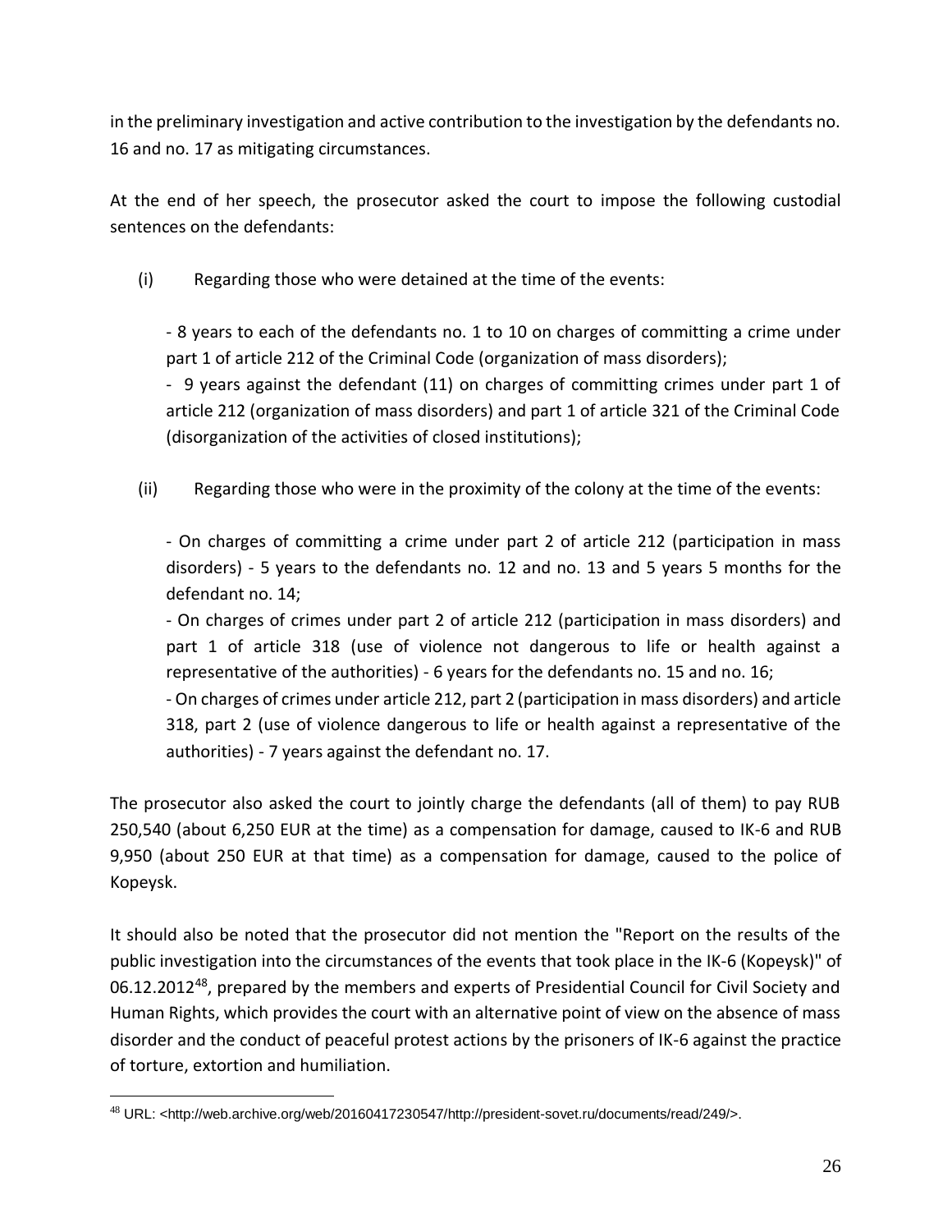in the preliminary investigation and active contribution to the investigation by the defendants no. 16 and no. 17 as mitigating circumstances.

At the end of her speech, the prosecutor asked the court to impose the following custodial sentences on the defendants:

(i) Regarding those who were detained at the time of the events:

- 8 years to each of the defendants no. 1 to 10 on charges of committing a crime under part 1 of article 212 of the Criminal Code (organization of mass disorders);
- 9 years against the defendant (11) on charges of committing crimes under part 1 of article 212 (organization of mass disorders) and part 1 of article 321 of the Criminal Code (disorganization of the activities of closed institutions);

(ii) Regarding those who were in the proximity of the colony at the time of the events:

- On charges of committing a crime under part 2 of article 212 (participation in mass disorders) - 5 years to the defendants no. 12 and no. 13 and 5 years 5 months for the defendant no. 14;
- On charges of crimes under part 2 of article 212 (participation in mass disorders) and part 1 of article 318 (use of violence not dangerous to life or health against a representative of the authorities) - 6 years for the defendants no. 15 and no. 16;
- On charges of crimes under article 212, part 2 (participation in mass disorders) and article 318, part 2 (use of violence dangerous to life or health against a representative of the authorities) - 7 years against the defendant no. 17.

The prosecutor also asked the court to jointly charge the defendants (all of them) to pay RUB 250,540 (about 6,250 EUR at the time) as a compensation for damage, caused to IK-6 and RUB 9,950 (about 250 EUR at that time) as a compensation for damage, caused to the police of Kopeysk.

It should also be noted that the prosecutor did not mention the "Report on the results of the public investigation into the circumstances of the events that took place in the IK-6 (Kopeysk)" of 06.12.2012[48], prepared by the members and experts of Presidential Council for Civil Society and Human Rights, which provides the court with an alternative point of view on the absence of mass disorder and the conduct of peaceful protest actions by the prisoners of IK-6 against the practice of torture, extortion and humiliation.

[48] URL: <http://web.archive.org/web/20160417230547/http://president-sovet.ru/documents/read/249/>.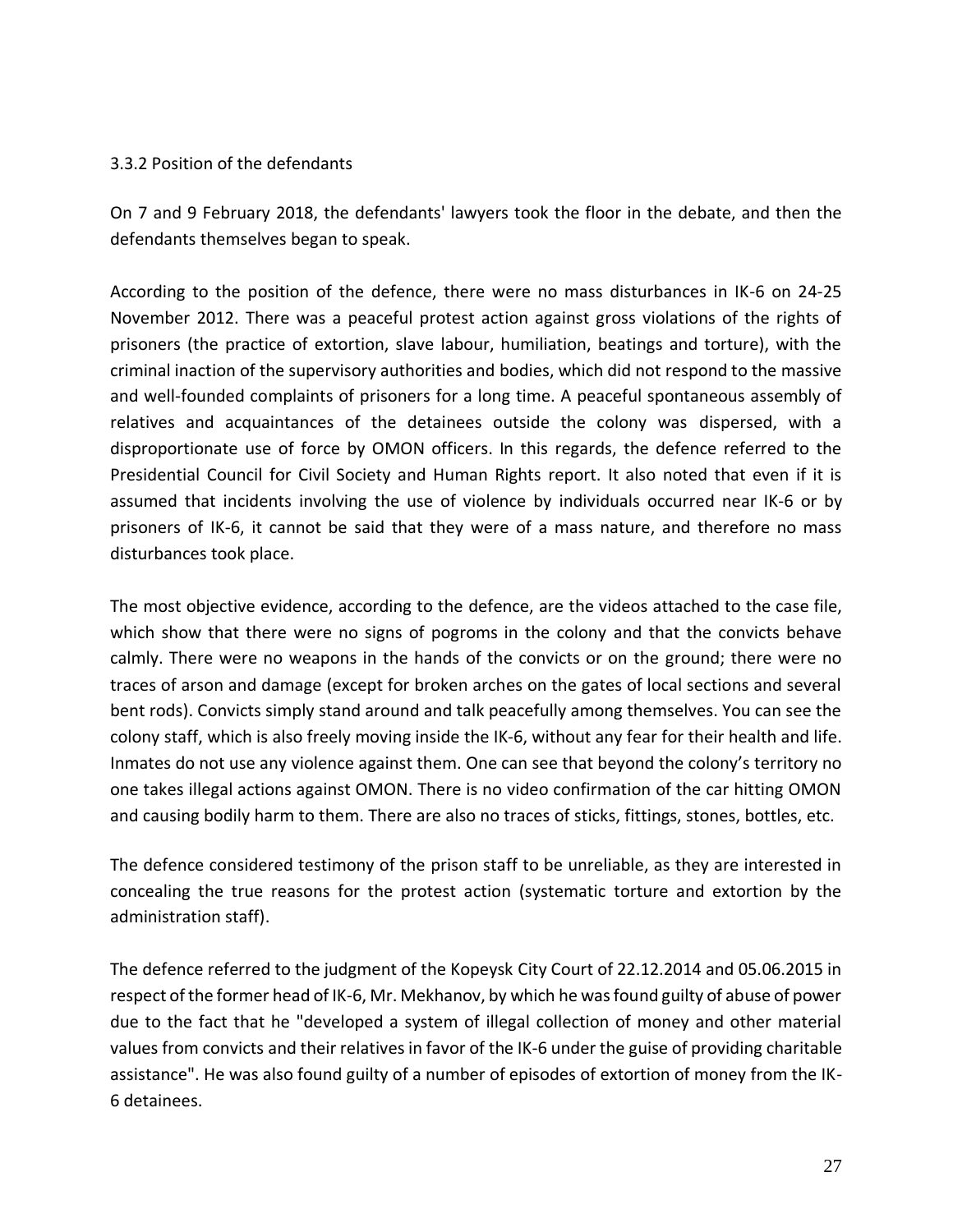### 3.3.2 Position of the defendants

On 7 and 9 February 2018, the defendants' lawyers took the floor in the debate, and then the defendants themselves began to speak.

According to the position of the defence, there were no mass disturbances in IK-6 on 24-25 November 2012. There was a peaceful protest action against gross violations of the rights of prisoners (the practice of extortion, slave labour, humiliation, beatings and torture), with the criminal inaction of the supervisory authorities and bodies, which did not respond to the massive and well-founded complaints of prisoners for a long time. A peaceful spontaneous assembly of relatives and acquaintances of the detainees outside the colony was dispersed, with a disproportionate use of force by OMON officers. In this regards, the defence referred to the Presidential Council for Civil Society and Human Rights report. It also noted that even if it is assumed that incidents involving the use of violence by individuals occurred near IK-6 or by prisoners of IK-6, it cannot be said that they were of a mass nature, and therefore no mass disturbances took place.

The most objective evidence, according to the defence, are the videos attached to the case file, which show that there were no signs of pogroms in the colony and that the convicts behave calmly. There were no weapons in the hands of the convicts or on the ground; there were no traces of arson and damage (except for broken arches on the gates of local sections and several bent rods). Convicts simply stand around and talk peacefully among themselves. You can see the colony staff, which is also freely moving inside the IK-6, without any fear for their health and life. Inmates do not use any violence against them. One can see that beyond the colony's territory no one takes illegal actions against OMON. There is no video confirmation of the car hitting OMON and causing bodily harm to them. There are also no traces of sticks, fittings, stones, bottles, etc.

The defence considered testimony of the prison staff to be unreliable, as they are interested in concealing the true reasons for the protest action (systematic torture and extortion by the administration staff).

The defence referred to the judgment of the Kopeysk City Court of 22.12.2014 and 05.06.2015 in respect of the former head of IK-6, Mr. Mekhanov, by which he was found guilty of abuse of power due to the fact that he "developed a system of illegal collection of money and other material values from convicts and their relatives in favor of the IK-6 under the guise of providing charitable assistance". He was also found guilty of a number of episodes of extortion of money from the IK-6 detainees.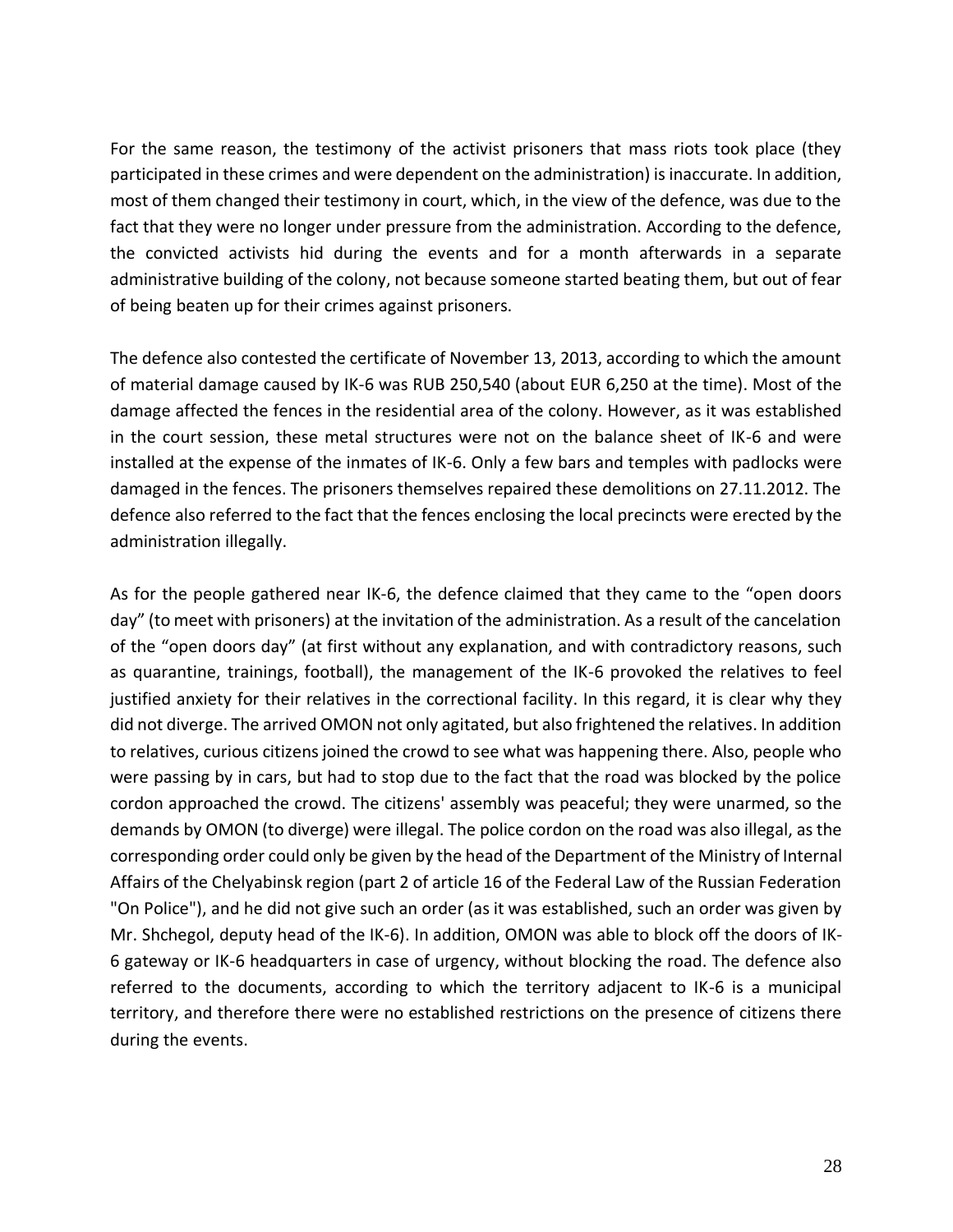For the same reason, the testimony of the activist prisoners that mass riots took place (they participated in these crimes and were dependent on the administration) is inaccurate. In addition, most of them changed their testimony in court, which, in the view of the defence, was due to the fact that they were no longer under pressure from the administration. According to the defence, the convicted activists hid during the events and for a month afterwards in a separate administrative building of the colony, not because someone started beating them, but out of fear of being beaten up for their crimes against prisoners.

The defence also contested the certificate of November 13, 2013, according to which the amount of material damage caused by IK-6 was RUB 250,540 (about EUR 6,250 at the time). Most of the damage affected the fences in the residential area of the colony. However, as it was established in the court session, these metal structures were not on the balance sheet of IK-6 and were installed at the expense of the inmates of IK-6. Only a few bars and temples with padlocks were damaged in the fences. The prisoners themselves repaired these demolitions on 27.11.2012. The defence also referred to the fact that the fences enclosing the local precincts were erected by the administration illegally.

As for the people gathered near IK-6, the defence claimed that they came to the "open doors day" (to meet with prisoners) at the invitation of the administration. As a result of the cancelation of the "open doors day" (at first without any explanation, and with contradictory reasons, such as quarantine, trainings, football), the management of the IK-6 provoked the relatives to feel justified anxiety for their relatives in the correctional facility. In this regard, it is clear why they did not diverge. The arrived OMON not only agitated, but also frightened the relatives. In addition to relatives, curious citizens joined the crowd to see what was happening there. Also, people who were passing by in cars, but had to stop due to the fact that the road was blocked by the police cordon approached the crowd. The citizens' assembly was peaceful; they were unarmed, so the demands by OMON (to diverge) were illegal. The police cordon on the road was also illegal, as the corresponding order could only be given by the head of the Department of the Ministry of Internal Affairs of the Chelyabinsk region (part 2 of article 16 of the Federal Law of the Russian Federation "On Police"), and he did not give such an order (as it was established, such an order was given by Mr. Shchegol, deputy head of the IK-6). In addition, OMON was able to block off the doors of IK-6 gateway or IK-6 headquarters in case of urgency, without blocking the road. The defence also referred to the documents, according to which the territory adjacent to IK-6 is a municipal territory, and therefore there were no established restrictions on the presence of citizens there during the events.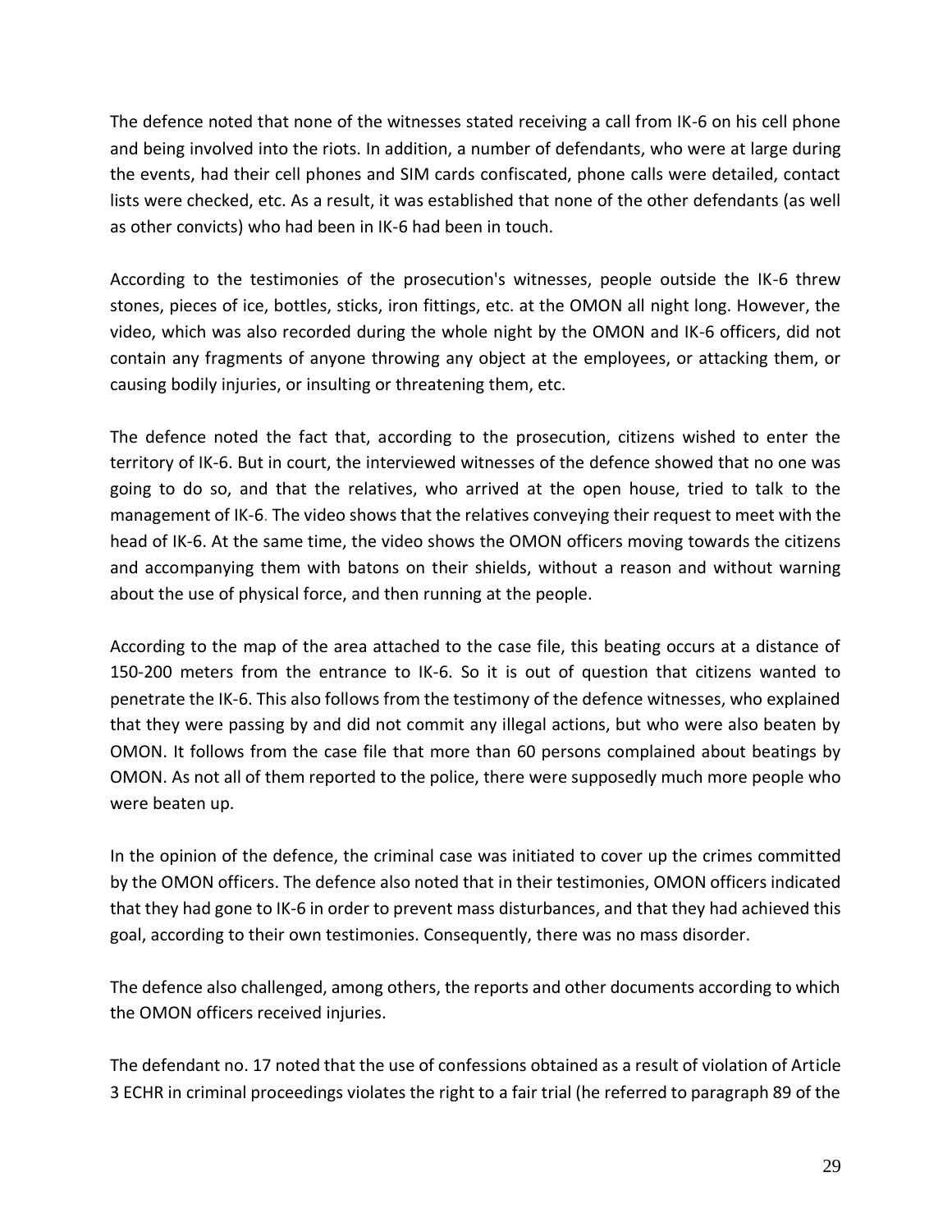The defence noted that none of the witnesses stated receiving a call from IK-6 on his cell phone and being involved into the riots. In addition, a number of defendants, who were at large during the events, had their cell phones and SIM cards confiscated, phone calls were detailed, contact lists were checked, etc. As a result, it was established that none of the other defendants (as well as other convicts) who had been in IK-6 had been in touch.

According to the testimonies of the prosecution's witnesses, people outside the IK-6 threw stones, pieces of ice, bottles, sticks, iron fittings, etc. at the OMON all night long. However, the video, which was also recorded during the whole night by the OMON and IK-6 officers, did not contain any fragments of anyone throwing any object at the employees, or attacking them, or causing bodily injuries, or insulting or threatening them, etc.

The defence noted the fact that, according to the prosecution, citizens wished to enter the territory of IK-6. But in court, the interviewed witnesses of the defence showed that no one was going to do so, and that the relatives, who arrived at the open house, tried to talk to the management of IK-6. The video shows that the relatives conveying their request to meet with the head of IK-6. At the same time, the video shows the OMON officers moving towards the citizens and accompanying them with batons on their shields, without a reason and without warning about the use of physical force, and then running at the people.

According to the map of the area attached to the case file, this beating occurs at a distance of 150-200 meters from the entrance to IK-6. So it is out of question that citizens wanted to penetrate the IK-6. This also follows from the testimony of the defence witnesses, who explained that they were passing by and did not commit any illegal actions, but who were also beaten by OMON. It follows from the case file that more than 60 persons complained about beatings by OMON. As not all of them reported to the police, there were supposedly much more people who were beaten up.

In the opinion of the defence, the criminal case was initiated to cover up the crimes committed by the OMON officers. The defence also noted that in their testimonies, OMON officers indicated that they had gone to IK-6 in order to prevent mass disturbances, and that they had achieved this goal, according to their own testimonies. Consequently, there was no mass disorder.

The defence also challenged, among others, the reports and other documents according to which the OMON officers received injuries.

The defendant no. 17 noted that the use of confessions obtained as a result of violation of Article 3 ECHR in criminal proceedings violates the right to a fair trial (he referred to paragraph 89 of the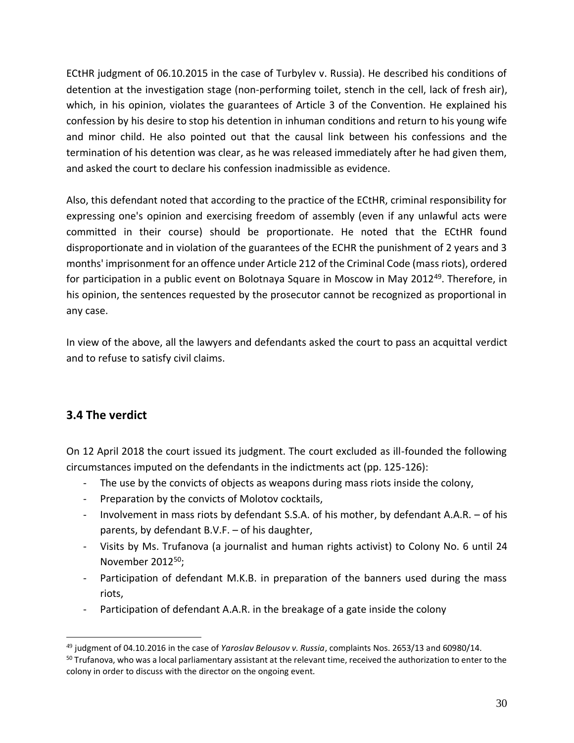ECtHR judgment of 06.10.2015 in the case of Turbylev v. Russia). He described his conditions of detention at the investigation stage (non-performing toilet, stench in the cell, lack of fresh air), which, in his opinion, violates the guarantees of Article 3 of the Convention. He explained his confession by his desire to stop his detention in inhuman conditions and return to his young wife and minor child. He also pointed out that the causal link between his confessions and the termination of his detention was clear, as he was released immediately after he had given them, and asked the court to declare his confession inadmissible as evidence.

Also, this defendant noted that according to the practice of the ECtHR, criminal responsibility for expressing one's opinion and exercising freedom of assembly (even if any unlawful acts were committed in their course) should be proportionate. He noted that the ECtHR found disproportionate and in violation of the guarantees of the ECHR the punishment of 2 years and 3 months' imprisonment for an offence under Article 212 of the Criminal Code (mass riots), ordered for participation in a public event on Bolotnaya Square in Moscow in May 2012[49]. Therefore, in his opinion, the sentences requested by the prosecutor cannot be recognized as proportional in any case.

In view of the above, all the lawyers and defendants asked the court to pass an acquittal verdict and to refuse to satisfy civil claims.

## 3.4 The verdict

On 12 April 2018 the court issued its judgment. The court excluded as ill-founded the following circumstances imputed on the defendants in the indictments act (pp. 125-126):

- The use by the convicts of objects as weapons during mass riots inside the colony,
- Preparation by the convicts of Molotov cocktails,
- Involvement in mass riots by defendant S.S.A. of his mother, by defendant A.A.R. – of his parents, by defendant B.V.F. – of his daughter,
- Visits by Ms. Trufanova (a journalist and human rights activist) to Colony No. 6 until 24 November 2012[50];
- Participation of defendant M.K.B. in preparation of the banners used during the mass riots,
- Participation of defendant A.A.R. in the breakage of a gate inside the colony

---

[49] judgment of 04.10.2016 in the case of *Yaroslav Belousov v. Russia*, complaints Nos. 2653/13 and 60980/14.

[50] Trufanova, who was a local parliamentary assistant at the relevant time, received the authorization to enter to the colony in order to discuss with the director on the ongoing event.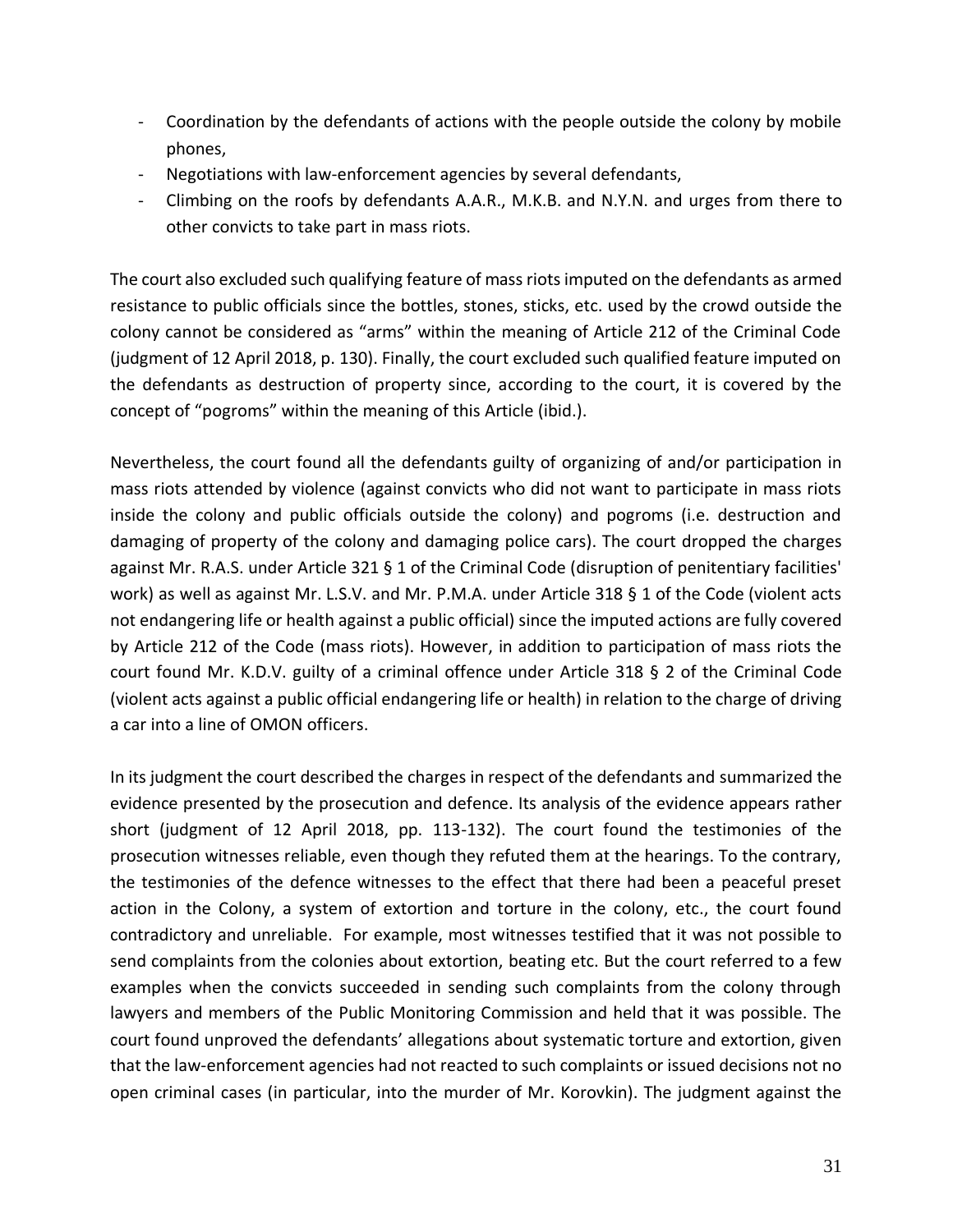- Coordination by the defendants of actions with the people outside the colony by mobile phones,
- Negotiations with law-enforcement agencies by several defendants,
- Climbing on the roofs by defendants A.A.R., M.K.B. and N.Y.N. and urges from there to other convicts to take part in mass riots.

The court also excluded such qualifying feature of mass riots imputed on the defendants as armed resistance to public officials since the bottles, stones, sticks, etc. used by the crowd outside the colony cannot be considered as "arms" within the meaning of Article 212 of the Criminal Code (judgment of 12 April 2018, p. 130). Finally, the court excluded such qualified feature imputed on the defendants as destruction of property since, according to the court, it is covered by the concept of "pogroms" within the meaning of this Article (ibid.).

Nevertheless, the court found all the defendants guilty of organizing of and/or participation in mass riots attended by violence (against convicts who did not want to participate in mass riots inside the colony and public officials outside the colony) and pogroms (i.e. destruction and damaging of property of the colony and damaging police cars). The court dropped the charges against Mr. R.A.S. under Article 321 § 1 of the Criminal Code (disruption of penitentiary facilities' work) as well as against Mr. L.S.V. and Mr. P.M.A. under Article 318 § 1 of the Code (violent acts not endangering life or health against a public official) since the imputed actions are fully covered by Article 212 of the Code (mass riots). However, in addition to participation of mass riots the court found Mr. K.D.V. guilty of a criminal offence under Article 318 § 2 of the Criminal Code (violent acts against a public official endangering life or health) in relation to the charge of driving a car into a line of OMON officers.

In its judgment the court described the charges in respect of the defendants and summarized the evidence presented by the prosecution and defence. Its analysis of the evidence appears rather short (judgment of 12 April 2018, pp. 113-132). The court found the testimonies of the prosecution witnesses reliable, even though they refuted them at the hearings. To the contrary, the testimonies of the defence witnesses to the effect that there had been a peaceful preset action in the Colony, a system of extortion and torture in the colony, etc., the court found contradictory and unreliable. For example, most witnesses testified that it was not possible to send complaints from the colonies about extortion, beating etc. But the court referred to a few examples when the convicts succeeded in sending such complaints from the colony through lawyers and members of the Public Monitoring Commission and held that it was possible. The court found unproved the defendants' allegations about systematic torture and extortion, given that the law-enforcement agencies had not reacted to such complaints or issued decisions not no open criminal cases (in particular, into the murder of Mr. Korovkin). The judgment against the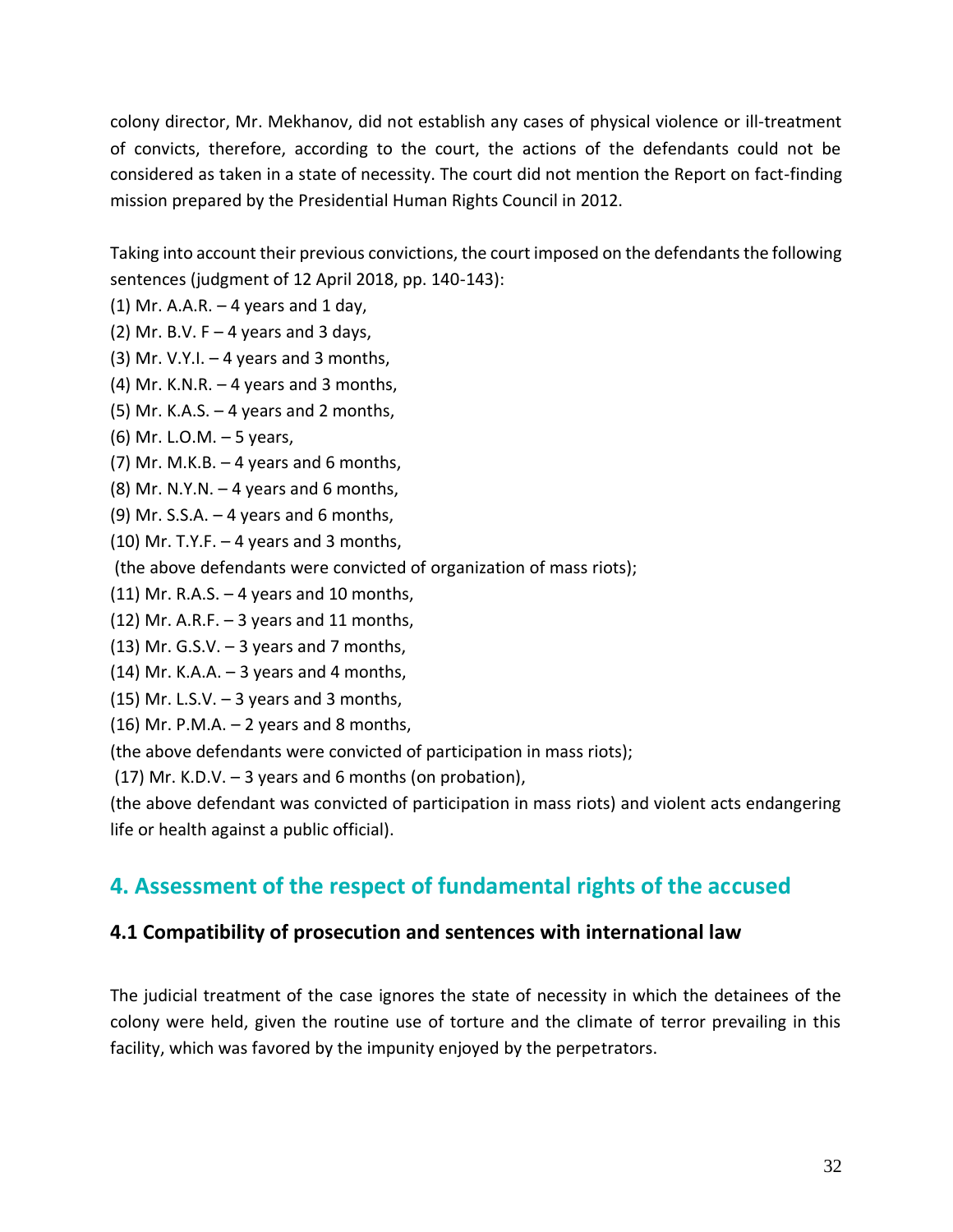colony director, Mr. Mekhanov, did not establish any cases of physical violence or ill-treatment of convicts, therefore, according to the court, the actions of the defendants could not be considered as taken in a state of necessity. The court did not mention the Report on fact-finding mission prepared by the Presidential Human Rights Council in 2012.

Taking into account their previous convictions, the court imposed on the defendants the following sentences (judgment of 12 April 2018, pp. 140-143):

(1) Mr. A.A.R. – 4 years and 1 day,
(2) Mr. B.V. F – 4 years and 3 days,
(3) Mr. V.Y.I. – 4 years and 3 months,
(4) Mr. K.N.R. – 4 years and 3 months,
(5) Mr. K.A.S. – 4 years and 2 months,
(6) Mr. L.O.M. – 5 years,
(7) Mr. M.K.B. – 4 years and 6 months,
(8) Mr. N.Y.N. – 4 years and 6 months,
(9) Mr. S.S.A. – 4 years and 6 months,
(10) Mr. T.Y.F. – 4 years and 3 months,
(the above defendants were convicted of organization of mass riots);
(11) Mr. R.A.S. – 4 years and 10 months,
(12) Mr. A.R.F. – 3 years and 11 months,
(13) Mr. G.S.V. – 3 years and 7 months,
(14) Mr. K.A.A. – 3 years and 4 months,
(15) Mr. L.S.V. – 3 years and 3 months,
(16) Mr. P.M.A. – 2 years and 8 months,
(the above defendants were convicted of participation in mass riots);
(17) Mr. K.D.V. – 3 years and 6 months (on probation),
(the above defendant was convicted of participation in mass riots) and violent acts endangering life or health against a public official).

## 4. Assessment of the respect of fundamental rights of the accused

### 4.1 Compatibility of prosecution and sentences with international law

The judicial treatment of the case ignores the state of necessity in which the detainees of the colony were held, given the routine use of torture and the climate of terror prevailing in this facility, which was favored by the impunity enjoyed by the perpetrators.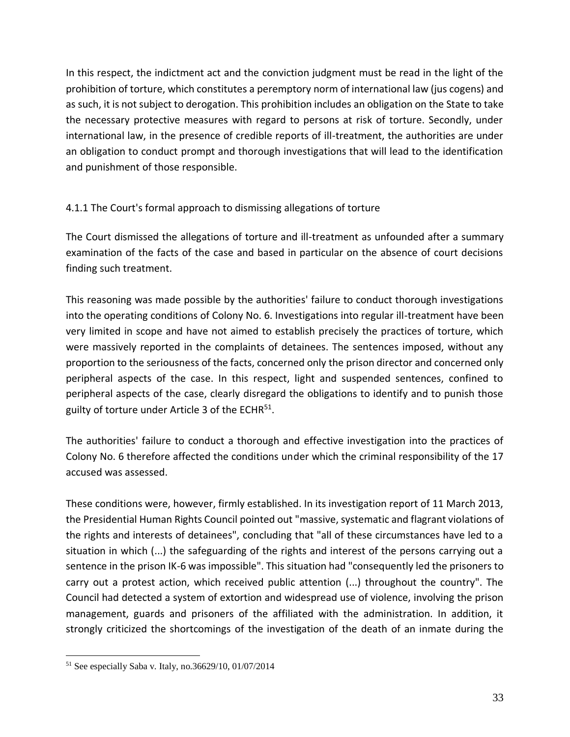In this respect, the indictment act and the conviction judgment must be read in the light of the prohibition of torture, which constitutes a peremptory norm of international law (jus cogens) and as such, it is not subject to derogation. This prohibition includes an obligation on the State to take the necessary protective measures with regard to persons at risk of torture. Secondly, under international law, in the presence of credible reports of ill-treatment, the authorities are under an obligation to conduct prompt and thorough investigations that will lead to the identification and punishment of those responsible.

### 4.1.1 The Court's formal approach to dismissing allegations of torture

The Court dismissed the allegations of torture and ill-treatment as unfounded after a summary examination of the facts of the case and based in particular on the absence of court decisions finding such treatment.

This reasoning was made possible by the authorities' failure to conduct thorough investigations into the operating conditions of Colony No. 6. Investigations into regular ill-treatment have been very limited in scope and have not aimed to establish precisely the practices of torture, which were massively reported in the complaints of detainees. The sentences imposed, without any proportion to the seriousness of the facts, concerned only the prison director and concerned only peripheral aspects of the case. In this respect, light and suspended sentences, confined to peripheral aspects of the case, clearly disregard the obligations to identify and to punish those guilty of torture under Article 3 of the ECHR[51].

The authorities' failure to conduct a thorough and effective investigation into the practices of Colony No. 6 therefore affected the conditions under which the criminal responsibility of the 17 accused was assessed.

These conditions were, however, firmly established. In its investigation report of 11 March 2013, the Presidential Human Rights Council pointed out "massive, systematic and flagrant violations of the rights and interests of detainees", concluding that "all of these circumstances have led to a situation in which (...) the safeguarding of the rights and interest of the persons carrying out a sentence in the prison IK-6 was impossible". This situation had "consequently led the prisoners to carry out a protest action, which received public attention (...) throughout the country". The Council had detected a system of extortion and widespread use of violence, involving the prison management, guards and prisoners of the affiliated with the administration. In addition, it strongly criticized the shortcomings of the investigation of the death of an inmate during the

[51] See especially Saba v. Italy, no.36629/10, 01/07/2014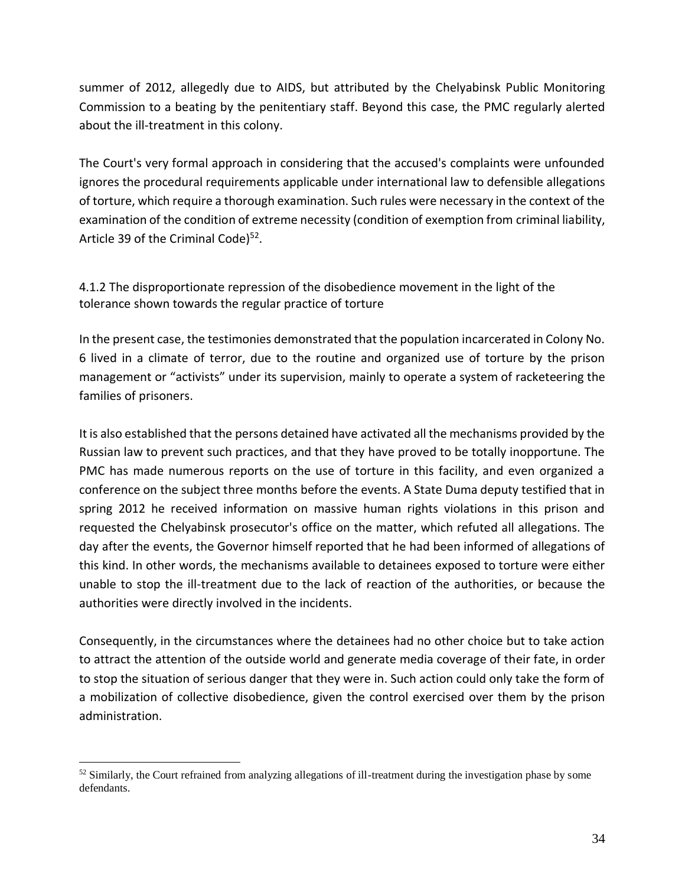summer of 2012, allegedly due to AIDS, but attributed by the Chelyabinsk Public Monitoring Commission to a beating by the penitentiary staff. Beyond this case, the PMC regularly alerted about the ill-treatment in this colony.

The Court's very formal approach in considering that the accused's complaints were unfounded ignores the procedural requirements applicable under international law to defensible allegations of torture, which require a thorough examination. Such rules were necessary in the context of the examination of the condition of extreme necessity (condition of exemption from criminal liability, Article 39 of the Criminal Code)[52].

### 4.1.2 The disproportionate repression of the disobedience movement in the light of the tolerance shown towards the regular practice of torture

In the present case, the testimonies demonstrated that the population incarcerated in Colony No. 6 lived in a climate of terror, due to the routine and organized use of torture by the prison management or "activists" under its supervision, mainly to operate a system of racketeering the families of prisoners.

It is also established that the persons detained have activated all the mechanisms provided by the Russian law to prevent such practices, and that they have proved to be totally inopportune. The PMC has made numerous reports on the use of torture in this facility, and even organized a conference on the subject three months before the events. A State Duma deputy testified that in spring 2012 he received information on massive human rights violations in this prison and requested the Chelyabinsk prosecutor's office on the matter, which refuted all allegations. The day after the events, the Governor himself reported that he had been informed of allegations of this kind. In other words, the mechanisms available to detainees exposed to torture were either unable to stop the ill-treatment due to the lack of reaction of the authorities, or because the authorities were directly involved in the incidents.

Consequently, in the circumstances where the detainees had no other choice but to take action to attract the attention of the outside world and generate media coverage of their fate, in order to stop the situation of serious danger that they were in. Such action could only take the form of a mobilization of collective disobedience, given the control exercised over them by the prison administration.

---

[52] Similarly, the Court refrained from analyzing allegations of ill-treatment during the investigation phase by some defendants.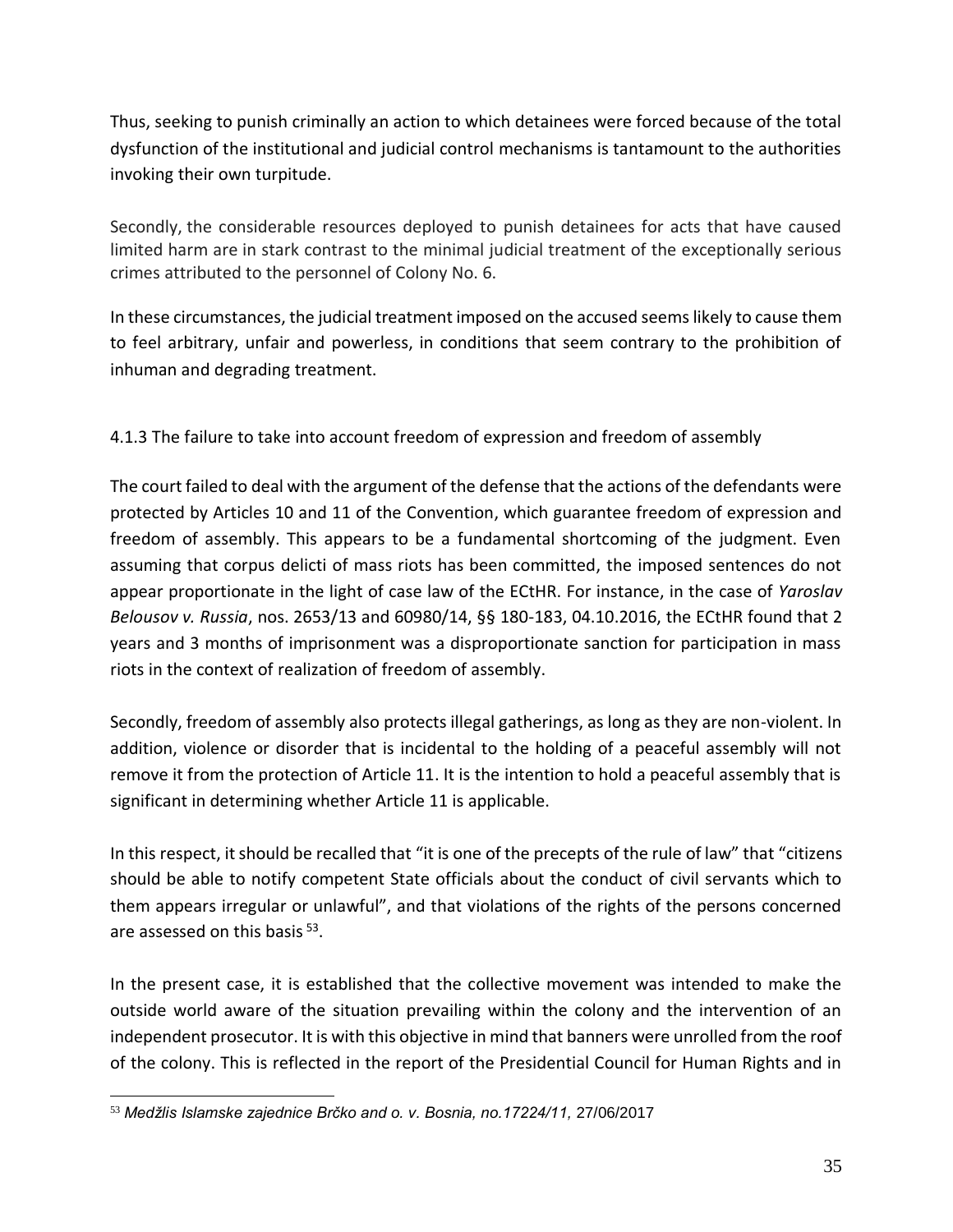Thus, seeking to punish criminally an action to which detainees were forced because of the total dysfunction of the institutional and judicial control mechanisms is tantamount to the authorities invoking their own turpitude.

Secondly, the considerable resources deployed to punish detainees for acts that have caused limited harm are in stark contrast to the minimal judicial treatment of the exceptionally serious crimes attributed to the personnel of Colony No. 6.

In these circumstances, the judicial treatment imposed on the accused seems likely to cause them to feel arbitrary, unfair and powerless, in conditions that seem contrary to the prohibition of inhuman and degrading treatment.

### 4.1.3 The failure to take into account freedom of expression and freedom of assembly

The court failed to deal with the argument of the defense that the actions of the defendants were protected by Articles 10 and 11 of the Convention, which guarantee freedom of expression and freedom of assembly. This appears to be a fundamental shortcoming of the judgment. Even assuming that corpus delicti of mass riots has been committed, the imposed sentences do not appear proportionate in the light of case law of the ECtHR. For instance, in the case of *Yaroslav Belousov v. Russia*, nos. 2653/13 and 60980/14, §§ 180-183, 04.10.2016, the ECtHR found that 2 years and 3 months of imprisonment was a disproportionate sanction for participation in mass riots in the context of realization of freedom of assembly.

Secondly, freedom of assembly also protects illegal gatherings, as long as they are non-violent. In addition, violence or disorder that is incidental to the holding of a peaceful assembly will not remove it from the protection of Article 11. It is the intention to hold a peaceful assembly that is significant in determining whether Article 11 is applicable.

In this respect, it should be recalled that "it is one of the precepts of the rule of law" that "citizens should be able to notify competent State officials about the conduct of civil servants which to them appears irregular or unlawful", and that violations of the rights of the persons concerned are assessed on this basis [53].

In the present case, it is established that the collective movement was intended to make the outside world aware of the situation prevailing within the colony and the intervention of an independent prosecutor. It is with this objective in mind that banners were unrolled from the roof of the colony. This is reflected in the report of the Presidential Council for Human Rights and in

[53] *Medžlis Islamske zajednice Brčko and o. v. Bosnia, no.17224/11,* 27/06/2017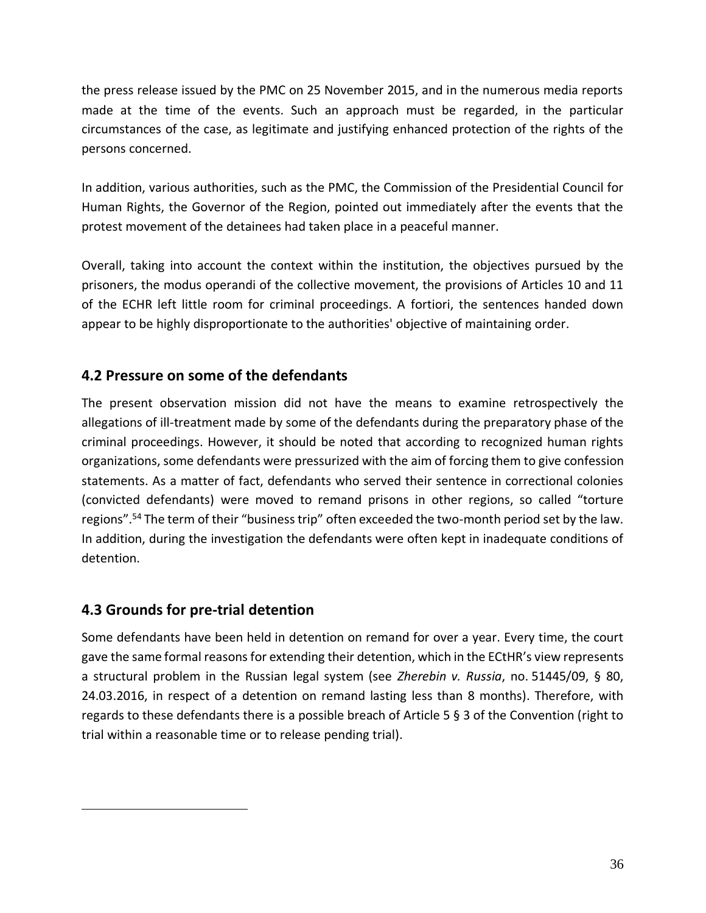the press release issued by the PMC on 25 November 2015, and in the numerous media reports made at the time of the events. Such an approach must be regarded, in the particular circumstances of the case, as legitimate and justifying enhanced protection of the rights of the persons concerned.

In addition, various authorities, such as the PMC, the Commission of the Presidential Council for Human Rights, the Governor of the Region, pointed out immediately after the events that the protest movement of the detainees had taken place in a peaceful manner.

Overall, taking into account the context within the institution, the objectives pursued by the prisoners, the modus operandi of the collective movement, the provisions of Articles 10 and 11 of the ECHR left little room for criminal proceedings. A fortiori, the sentences handed down appear to be highly disproportionate to the authorities' objective of maintaining order.

## 4.2 Pressure on some of the defendants

The present observation mission did not have the means to examine retrospectively the allegations of ill-treatment made by some of the defendants during the preparatory phase of the criminal proceedings. However, it should be noted that according to recognized human rights organizations, some defendants were pressurized with the aim of forcing them to give confession statements. As a matter of fact, defendants who served their sentence in correctional colonies (convicted defendants) were moved to remand prisons in other regions, so called "torture regions".[54] The term of their "business trip" often exceeded the two-month period set by the law. In addition, during the investigation the defendants were often kept in inadequate conditions of detention.

## 4.3 Grounds for pre-trial detention

Some defendants have been held in detention on remand for over a year. Every time, the court gave the same formal reasons for extending their detention, which in the ECtHR's view represents a structural problem in the Russian legal system (see *Zherebin v. Russia*, no. 51445/09, § 80, 24.03.2016, in respect of a detention on remand lasting less than 8 months). Therefore, with regards to these defendants there is a possible breach of Article 5 § 3 of the Convention (right to trial within a reasonable time or to release pending trial).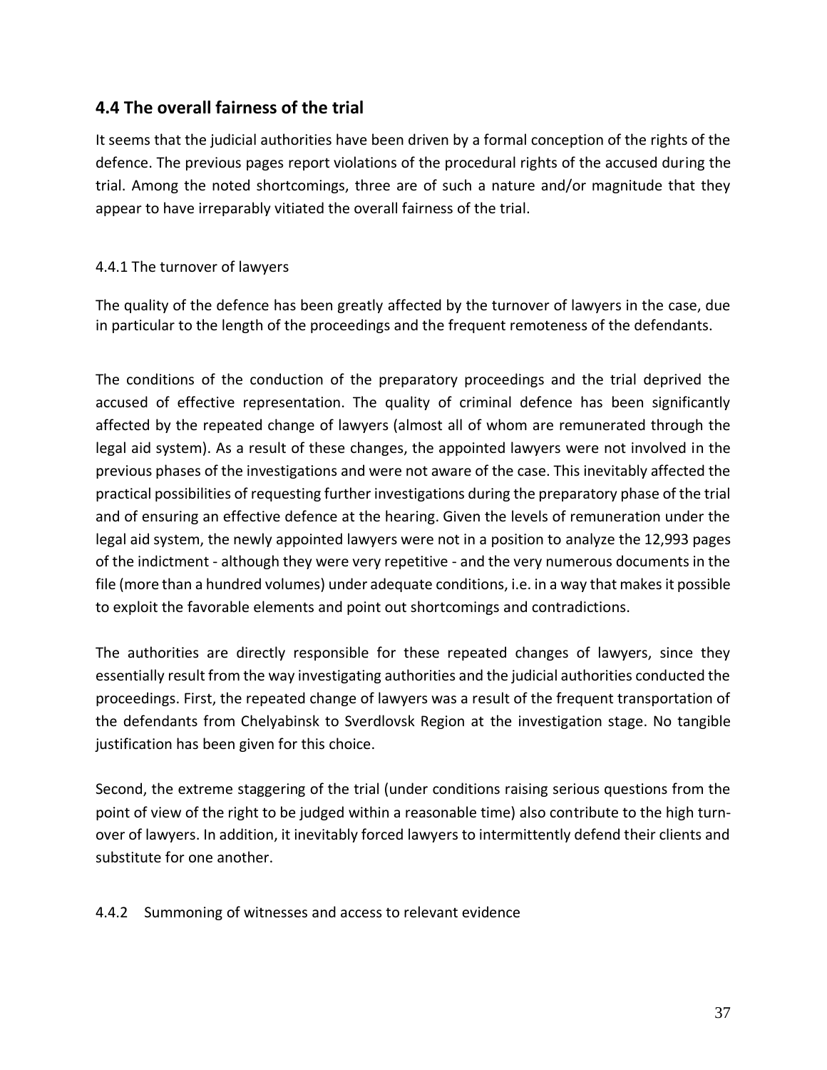## 4.4 The overall fairness of the trial

It seems that the judicial authorities have been driven by a formal conception of the rights of the defence. The previous pages report violations of the procedural rights of the accused during the trial. Among the noted shortcomings, three are of such a nature and/or magnitude that they appear to have irreparably vitiated the overall fairness of the trial.

### 4.4.1 The turnover of lawyers

The quality of the defence has been greatly affected by the turnover of lawyers in the case, due in particular to the length of the proceedings and the frequent remoteness of the defendants.

The conditions of the conduction of the preparatory proceedings and the trial deprived the accused of effective representation. The quality of criminal defence has been significantly affected by the repeated change of lawyers (almost all of whom are remunerated through the legal aid system). As a result of these changes, the appointed lawyers were not involved in the previous phases of the investigations and were not aware of the case. This inevitably affected the practical possibilities of requesting further investigations during the preparatory phase of the trial and of ensuring an effective defence at the hearing. Given the levels of remuneration under the legal aid system, the newly appointed lawyers were not in a position to analyze the 12,993 pages of the indictment - although they were very repetitive - and the very numerous documents in the file (more than a hundred volumes) under adequate conditions, i.e. in a way that makes it possible to exploit the favorable elements and point out shortcomings and contradictions.

The authorities are directly responsible for these repeated changes of lawyers, since they essentially result from the way investigating authorities and the judicial authorities conducted the proceedings. First, the repeated change of lawyers was a result of the frequent transportation of the defendants from Chelyabinsk to Sverdlovsk Region at the investigation stage. No tangible justification has been given for this choice.

Second, the extreme staggering of the trial (under conditions raising serious questions from the point of view of the right to be judged within a reasonable time) also contribute to the high turn-over of lawyers. In addition, it inevitably forced lawyers to intermittently defend their clients and substitute for one another.

### 4.4.2 Summoning of witnesses and access to relevant evidence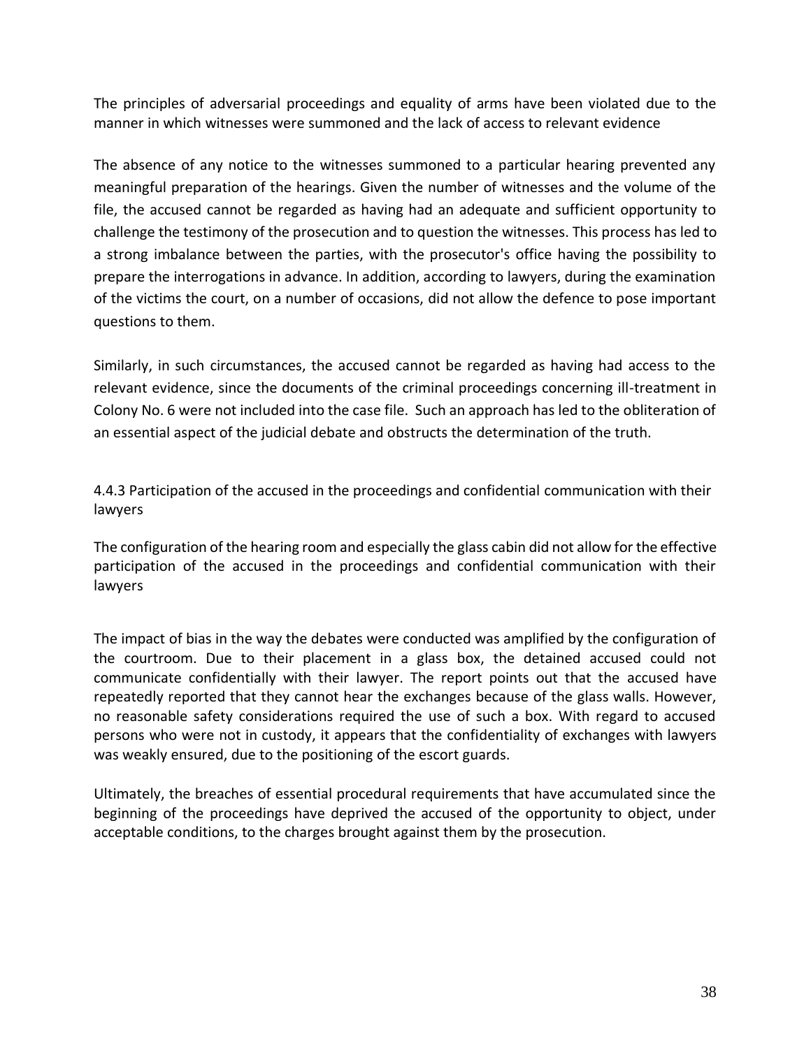The principles of adversarial proceedings and equality of arms have been violated due to the manner in which witnesses were summoned and the lack of access to relevant evidence

The absence of any notice to the witnesses summoned to a particular hearing prevented any meaningful preparation of the hearings. Given the number of witnesses and the volume of the file, the accused cannot be regarded as having had an adequate and sufficient opportunity to challenge the testimony of the prosecution and to question the witnesses. This process has led to a strong imbalance between the parties, with the prosecutor's office having the possibility to prepare the interrogations in advance. In addition, according to lawyers, during the examination of the victims the court, on a number of occasions, did not allow the defence to pose important questions to them.

Similarly, in such circumstances, the accused cannot be regarded as having had access to the relevant evidence, since the documents of the criminal proceedings concerning ill-treatment in Colony No. 6 were not included into the case file. Such an approach has led to the obliteration of an essential aspect of the judicial debate and obstructs the determination of the truth.

### 4.4.3 Participation of the accused in the proceedings and confidential communication with their lawyers

The configuration of the hearing room and especially the glass cabin did not allow for the effective participation of the accused in the proceedings and confidential communication with their lawyers

The impact of bias in the way the debates were conducted was amplified by the configuration of the courtroom. Due to their placement in a glass box, the detained accused could not communicate confidentially with their lawyer. The report points out that the accused have repeatedly reported that they cannot hear the exchanges because of the glass walls. However, no reasonable safety considerations required the use of such a box. With regard to accused persons who were not in custody, it appears that the confidentiality of exchanges with lawyers was weakly ensured, due to the positioning of the escort guards.

Ultimately, the breaches of essential procedural requirements that have accumulated since the beginning of the proceedings have deprived the accused of the opportunity to object, under acceptable conditions, to the charges brought against them by the prosecution.